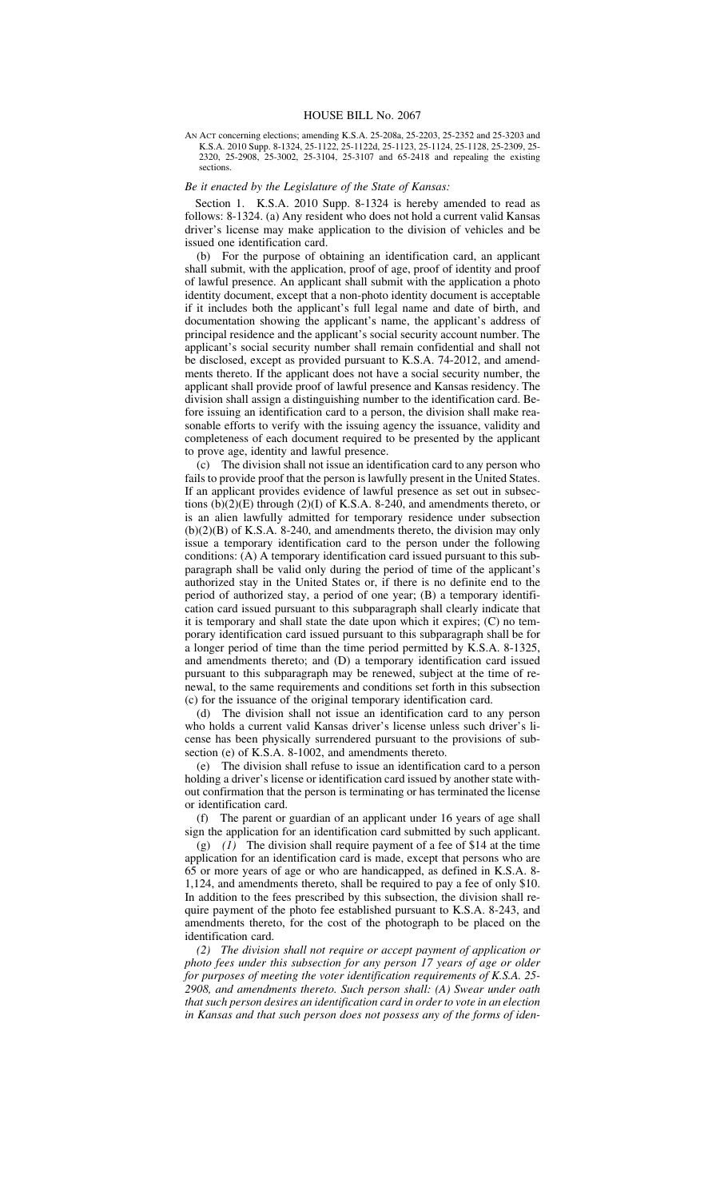# HOUSE BILL No. 2067

AN ACT concerning elections; amending K.S.A. 25-208a, 25-2203, 25-2352 and 25-3203 and K.S.A. 2010 Supp. 8-1324, 25-1122, 25-1122d, 25-1123, 25-1124, 25-1128, 25-2309, 25-2320, 25-2908, 25-3002, 25-3104, 25-3107 and 65-2418 and repealing the existing sections.

*Be it enacted by the Legislature of the State of Kansas:*

Section 1. K.S.A. 2010 Supp. 8-1324 is hereby amended to read as follows: 8-1324. (a) Any resident who does not hold a current valid Kansas driver's license may make application to the division of vehicles and be issued one identification card.

(b) For the purpose of obtaining an identification card, an applicant shall submit, with the application, proof of age, proof of identity and proof of lawful presence. An applicant shall submit with the application a photo identity document, except that a non-photo identity document is acceptable if it includes both the applicant's full legal name and date of birth, and documentation showing the applicant's name, the applicant's address of principal residence and the applicant's social security account number. The applicant's social security number shall remain confidential and shall not be disclosed, except as provided pursuant to K.S.A. 74-2012, and amendments thereto. If the applicant does not have a social security number, the applicant shall provide proof of lawful presence and Kansas residency. The division shall assign a distinguishing number to the identification card. Before issuing an identification card to a person, the division shall make reasonable efforts to verify with the issuing agency the issuance, validity and completeness of each document required to be presented by the applicant to prove age, identity and lawful presence.

(c) The division shall not issue an identification card to any person who fails to provide proof that the person is lawfully present in the United States. If an applicant provides evidence of lawful presence as set out in subsections (b)(2)(E) through (2)(I) of K.S.A. 8-240, and amendments thereto, or is an alien lawfully admitted for temporary residence under subsection (b)(2)(B) of K.S.A. 8-240, and amendments thereto, the division may only issue a temporary identification card to the person under the following conditions: (A) A temporary identification card issued pursuant to this subparagraph shall be valid only during the period of time of the applicant's authorized stay in the United States or, if there is no definite end to the period of authorized stay, a period of one year; (B) a temporary identification card issued pursuant to this subparagraph shall clearly indicate that it is temporary and shall state the date upon which it expires; (C) no temporary identification card issued pursuant to this subparagraph shall be for a longer period of time than the time period permitted by K.S.A. 8-1325, and amendments thereto; and (D) a temporary identification card issued pursuant to this subparagraph may be renewed, subject at the time of renewal, to the same requirements and conditions set forth in this subsection (c) for the issuance of the original temporary identification card.

(d) The division shall not issue an identification card to any person who holds a current valid Kansas driver's license unless such driver's license has been physically surrendered pursuant to the provisions of subsection (e) of K.S.A. 8-1002, and amendments thereto.

(e) The division shall refuse to issue an identification card to a person holding a driver's license or identification card issued by another state without confirmation that the person is terminating or has terminated the license or identification card.

(f) The parent or guardian of an applicant under 16 years of age shall sign the application for an identification card submitted by such applicant.

(g) *(1)* The division shall require payment of a fee of $14 at the time application for an identification card is made, except that persons who are 65 or more years of age or who are handicapped, as defined in K.S.A. 8-1,124, and amendments thereto, shall be required to pay a fee of only $10. In addition to the fees prescribed by this subsection, the division shall require payment of the photo fee established pursuant to K.S.A. 8-243, and amendments thereto, for the cost of the photograph to be placed on the identification card.

*(2) The division shall not require or accept payment of application or photo fees under this subsection for any person 17 years of age or older for purposes of meeting the voter identification requirements of K.S.A. 25-2908, and amendments thereto. Such person shall: (A) Swear under oath that such person desires an identification card in order to vote in an election in Kansas and that such person does not possess any of the forms of iden-*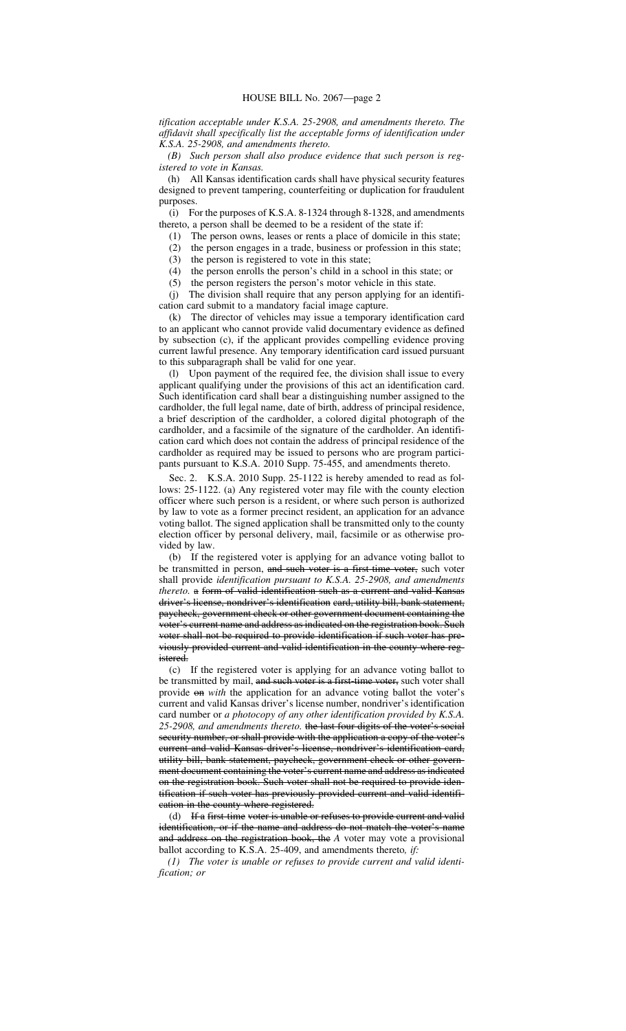*tification acceptable under K.S.A. 25-2908, and amendments thereto. The affidavit shall specifically list the acceptable forms of identification under K.S.A. 25-2908, and amendments thereto.*

*(B) Such person shall also produce evidence that such person is registered to vote in Kansas.*

(h) All Kansas identification cards shall have physical security features designed to prevent tampering, counterfeiting or duplication for fraudulent purposes.

(i) For the purposes of K.S.A. 8-1324 through 8-1328, and amendments thereto, a person shall be deemed to be a resident of the state if:

(1) The person owns, leases or rents a place of domicile in this state;

(2) the person engages in a trade, business or profession in this state;

(3) the person is registered to vote in this state;

(4) the person enrolls the person's child in a school in this state; or

(5) the person registers the person's motor vehicle in this state.

(j) The division shall require that any person applying for an identification card submit to a mandatory facial image capture.

(k) The director of vehicles may issue a temporary identification card to an applicant who cannot provide valid documentary evidence as defined by subsection (c), if the applicant provides compelling evidence proving current lawful presence. Any temporary identification card issued pursuant to this subparagraph shall be valid for one year.

(l) Upon payment of the required fee, the division shall issue to every applicant qualifying under the provisions of this act an identification card. Such identification card shall bear a distinguishing number assigned to the cardholder, the full legal name, date of birth, address of principal residence, a brief description of the cardholder, a colored digital photograph of the cardholder, and a facsimile of the signature of the cardholder. An identification card which does not contain the address of principal residence of the cardholder as required may be issued to persons who are program participants pursuant to K.S.A. 2010 Supp. 75-455, and amendments thereto.

Sec. 2. K.S.A. 2010 Supp. 25-1122 is hereby amended to read as follows: 25-1122. (a) Any registered voter may file with the county election officer where such person is a resident, or where such person is authorized by law to vote as a former precinct resident, an application for an advance voting ballot. The signed application shall be transmitted only to the county election officer by personal delivery, mail, facsimile or as otherwise provided by law.

(b) If the registered voter is applying for an advance voting ballot to be transmitted in person, ~~and such voter is a first time voter,~~ such voter shall provide *identification pursuant to K.S.A. 25-2908, and amendments thereto.* ~~a form of valid identification such as a current and valid Kansas driver's license, nondriver's identification card, utility bill, bank statement, paycheck, government check or other government document containing the voter's current name and address as indicated on the registration book. Such voter shall not be required to provide identification if such voter has previously provided current and valid identification in the county where registered.~~

(c) If the registered voter is applying for an advance voting ballot to be transmitted by mail, ~~and such voter is a first-time voter,~~ such voter shall provide ~~on~~ *with* the application for an advance voting ballot the voter's current and valid Kansas driver's license number, nondriver's identification card number or *a photocopy of any other identification provided by K.S.A. 25-2908, and amendments thereto.* ~~the last four digits of the voter's social security number, or shall provide with the application a copy of the voter's current and valid Kansas driver's license, nondriver's identification card, utility bill, bank statement, paycheck, government check or other government document containing the voter's current name and address as indicated on the registration book. Such voter shall not be required to provide identification if such voter has previously provided current and valid identification in the county where registered.~~

(d) ~~If a first-time voter is unable or refuses to provide current and valid identification, or if the name and address do not match the voter's name and address on the registration book, the~~ *A* voter may vote a provisional ballot according to K.S.A. 25-409, and amendments thereto*, if:*

*(1) The voter is unable or refuses to provide current and valid identification; or*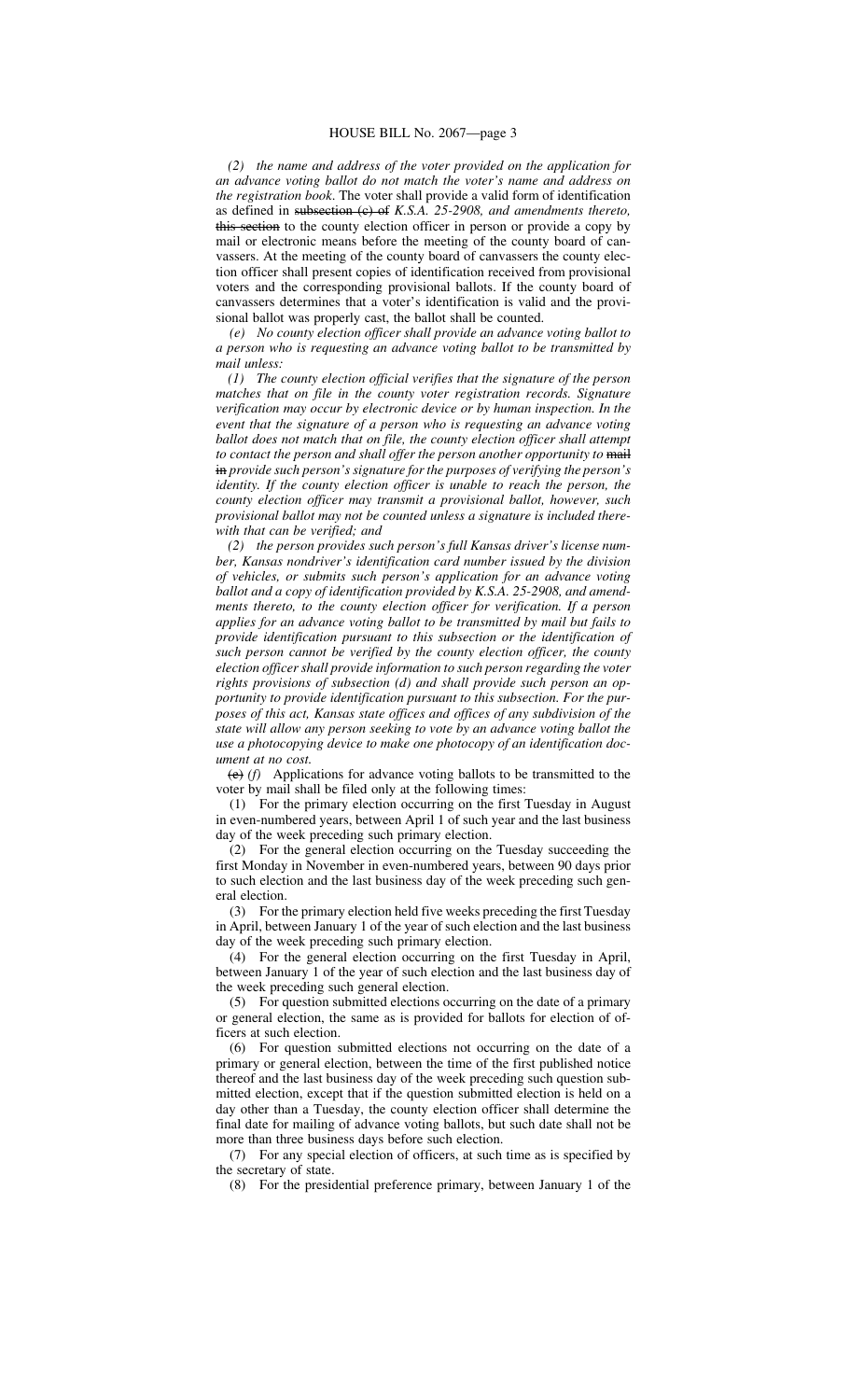*(2) the name and address of the voter provided on the application for an advance voting ballot do not match the voter's name and address on the registration book*. The voter shall provide a valid form of identification as defined in ~~subsection (c) of~~ *K.S.A. 25-2908, and amendments thereto,* ~~this section~~ to the county election officer in person or provide a copy by mail or electronic means before the meeting of the county board of canvassers. At the meeting of the county board of canvassers the county election officer shall present copies of identification received from provisional voters and the corresponding provisional ballots. If the county board of canvassers determines that a voter's identification is valid and the provisional ballot was properly cast, the ballot shall be counted.

*(e) No county election officer shall provide an advance voting ballot to a person who is requesting an advance voting ballot to be transmitted by mail unless:*

*(1) The county election official verifies that the signature of the person matches that on file in the county voter registration records. Signature verification may occur by electronic device or by human inspection. In the event that the signature of a person who is requesting an advance voting ballot does not match that on file, the county election officer shall attempt to contact the person and shall offer the person another opportunity to* ~~mail in~~ *provide such person's signature for the purposes of verifying the person's identity. If the county election officer is unable to reach the person, the county election officer may transmit a provisional ballot, however, such provisional ballot may not be counted unless a signature is included therewith that can be verified; and*

*(2) the person provides such person's full Kansas driver's license number, Kansas nondriver's identification card number issued by the division of vehicles, or submits such person's application for an advance voting ballot and a copy of identification provided by K.S.A. 25-2908, and amendments thereto, to the county election officer for verification. If a person applies for an advance voting ballot to be transmitted by mail but fails to provide identification pursuant to this subsection or the identification of such person cannot be verified by the county election officer, the county election officer shall provide information to such person regarding the voter rights provisions of subsection (d) and shall provide such person an opportunity to provide identification pursuant to this subsection. For the purposes of this act, Kansas state offices and offices of any subdivision of the state will allow any person seeking to vote by an advance voting ballot the use a photocopying device to make one photocopy of an identification document at no cost.*

~~(e)~~ *(f)* Applications for advance voting ballots to be transmitted to the voter by mail shall be filed only at the following times:

(1) For the primary election occurring on the first Tuesday in August in even-numbered years, between April 1 of such year and the last business day of the week preceding such primary election.

(2) For the general election occurring on the Tuesday succeeding the first Monday in November in even-numbered years, between 90 days prior to such election and the last business day of the week preceding such general election.

(3) For the primary election held five weeks preceding the first Tuesday in April, between January 1 of the year of such election and the last business day of the week preceding such primary election.

(4) For the general election occurring on the first Tuesday in April, between January 1 of the year of such election and the last business day of the week preceding such general election.

(5) For question submitted elections occurring on the date of a primary or general election, the same as is provided for ballots for election of officers at such election.

(6) For question submitted elections not occurring on the date of a primary or general election, between the time of the first published notice thereof and the last business day of the week preceding such question submitted election, except that if the question submitted election is held on a day other than a Tuesday, the county election officer shall determine the final date for mailing of advance voting ballots, but such date shall not be more than three business days before such election.

(7) For any special election of officers, at such time as is specified by the secretary of state.

(8) For the presidential preference primary, between January 1 of the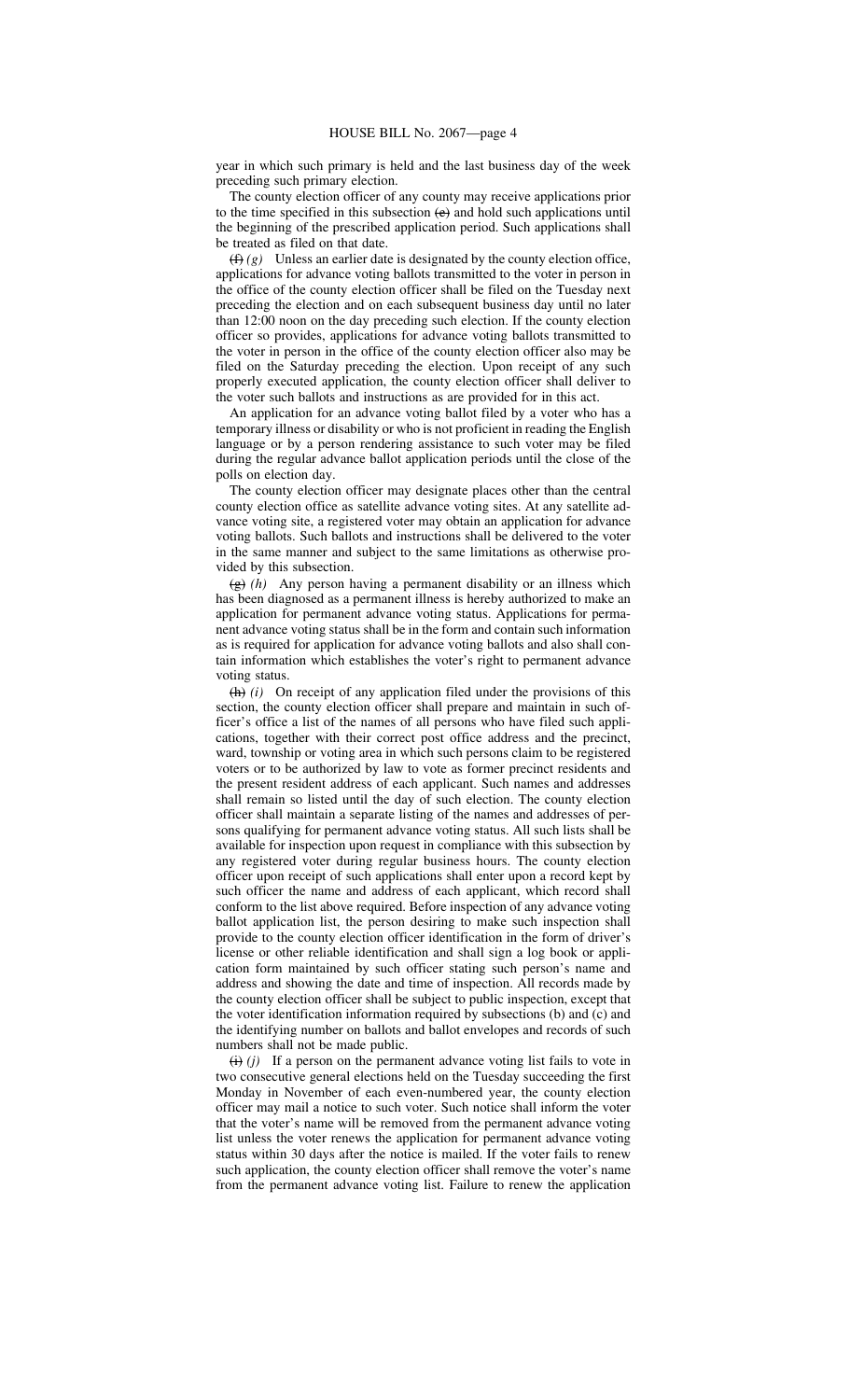year in which such primary is held and the last business day of the week preceding such primary election.

The county election officer of any county may receive applications prior to the time specified in this subsection ~~(e)~~ and hold such applications until the beginning of the prescribed application period. Such applications shall be treated as filed on that date.

~~(f)~~ *(g)* Unless an earlier date is designated by the county election office, applications for advance voting ballots transmitted to the voter in person in the office of the county election officer shall be filed on the Tuesday next preceding the election and on each subsequent business day until no later than 12:00 noon on the day preceding such election. If the county election officer so provides, applications for advance voting ballots transmitted to the voter in person in the office of the county election officer also may be filed on the Saturday preceding the election. Upon receipt of any such properly executed application, the county election officer shall deliver to the voter such ballots and instructions as are provided for in this act.

An application for an advance voting ballot filed by a voter who has a temporary illness or disability or who is not proficient in reading the English language or by a person rendering assistance to such voter may be filed during the regular advance ballot application periods until the close of the polls on election day.

The county election officer may designate places other than the central county election office as satellite advance voting sites. At any satellite advance voting site, a registered voter may obtain an application for advance voting ballots. Such ballots and instructions shall be delivered to the voter in the same manner and subject to the same limitations as otherwise provided by this subsection.

~~(g)~~ *(h)* Any person having a permanent disability or an illness which has been diagnosed as a permanent illness is hereby authorized to make an application for permanent advance voting status. Applications for permanent advance voting status shall be in the form and contain such information as is required for application for advance voting ballots and also shall contain information which establishes the voter's right to permanent advance voting status.

~~(h)~~ *(i)* On receipt of any application filed under the provisions of this section, the county election officer shall prepare and maintain in such officer's office a list of the names of all persons who have filed such applications, together with their correct post office address and the precinct, ward, township or voting area in which such persons claim to be registered voters or to be authorized by law to vote as former precinct residents and the present resident address of each applicant. Such names and addresses shall remain so listed until the day of such election. The county election officer shall maintain a separate listing of the names and addresses of persons qualifying for permanent advance voting status. All such lists shall be available for inspection upon request in compliance with this subsection by any registered voter during regular business hours. The county election officer upon receipt of such applications shall enter upon a record kept by such officer the name and address of each applicant, which record shall conform to the list above required. Before inspection of any advance voting ballot application list, the person desiring to make such inspection shall provide to the county election officer identification in the form of driver's license or other reliable identification and shall sign a log book or application form maintained by such officer stating such person's name and address and showing the date and time of inspection. All records made by the county election officer shall be subject to public inspection, except that the voter identification information required by subsections (b) and (c) and the identifying number on ballots and ballot envelopes and records of such numbers shall not be made public.

~~(i)~~ *(j)* If a person on the permanent advance voting list fails to vote in two consecutive general elections held on the Tuesday succeeding the first Monday in November of each even-numbered year, the county election officer may mail a notice to such voter. Such notice shall inform the voter that the voter's name will be removed from the permanent advance voting list unless the voter renews the application for permanent advance voting status within 30 days after the notice is mailed. If the voter fails to renew such application, the county election officer shall remove the voter's name from the permanent advance voting list. Failure to renew the application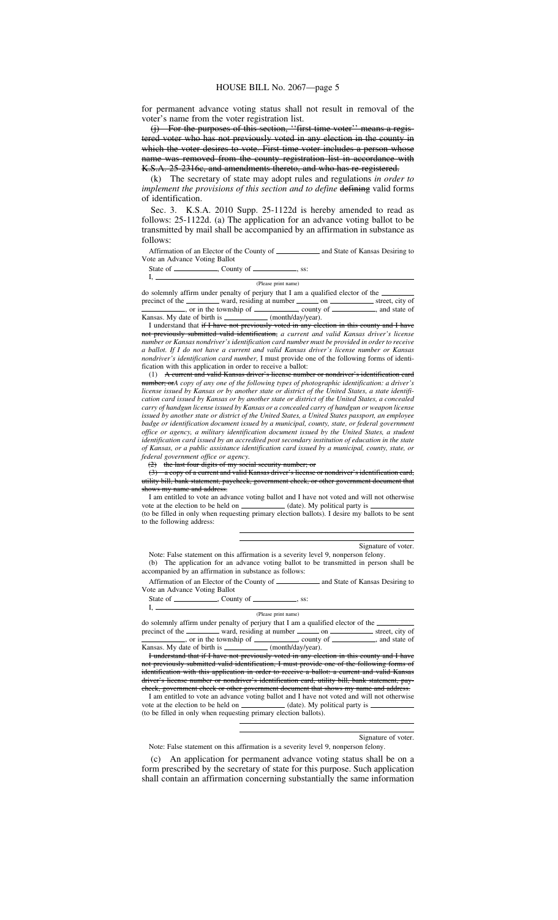for permanent advance voting status shall not result in removal of the voter's name from the voter registration list.

~~(j) For the purposes of this section, ''first time voter'' means a registered voter who has not previously voted in any election in the county in which the voter desires to vote. First time voter includes a person whose name was removed from the county registration list in accordance with K.S.A. 25-2316c, and amendments thereto, and who has re-registered.~~

(k) The secretary of state may adopt rules and regulations *in order to implement the provisions of this section and to define* ~~defining~~ valid forms of identification.

Sec. 3. K.S.A. 2010 Supp. 25-1122d is hereby amended to read as follows: 25-1122d. (a) The application for an advance voting ballot to be transmitted by mail shall be accompanied by an affirmation in substance as follows:

Affirmation of an Elector of the County of ____________ and State of Kansas Desiring to Vote an Advance Voting Ballot

State of ____________, County of ____________, ss:

I, ________________________________________________________________
(Please print name)

do solemnly affirm under penalty of perjury that I am a qualified elector of the ________ precinct of the ________ ward, residing at number ______ on ____________ street, city of ____________, or in the township of ____________ county of ____________, and state of Kansas. My date of birth is ____________ (month/day/year).

I understand that ~~if I have not previously voted in any election in this county and I have not previously submitted valid identification,~~ *a current and valid Kansas driver's license number or Kansas nondriver's identification card number must be provided in order to receive a ballot. If I do not have a current and valid Kansas driver's license number or Kansas nondriver's identification card number,* I must provide one of the following forms of identification with this application in order to receive a ballot:

(1) ~~A current and valid Kansas driver's license number or nondriver's identification card number; or~~*A copy of any one of the following types of photographic identification: a driver's license issued by Kansas or by another state or district of the United States, a state identification card issued by Kansas or by another state or district of the United States, a concealed carry of handgun license issued by Kansas or a concealed carry of handgun or weapon license issued by another state or district of the United States, a United States passport, an employee badge or identification document issued by a municipal, county, state, or federal government office or agency, a military identification document issued by the United States, a student identification card issued by an accredited post secondary institution of education in the state of Kansas, or a public assistance identification card issued by a municipal, county, state, or federal government office or agency.*

~~(2) the last four digits of my social security number; or~~

~~(3) a copy of a current and valid Kansas driver's license or nondriver's identification card, utility bill, bank statement, paycheck, government check, or other government document that shows my name and address.~~

I am entitled to vote an advance voting ballot and I have not voted and will not otherwise vote at the election to be held on ____________ (date). My political party is ____________ (to be filled in only when requesting primary election ballots). I desire my ballots to be sent to the following address:

________________________________

________________________________

Signature of voter.

Note: False statement on this affirmation is a severity level 9, nonperson felony.

(b) The application for an advance voting ballot to be transmitted in person shall be accompanied by an affirmation in substance as follows:

Affirmation of an Elector of the County of ____________ and State of Kansas Desiring to Vote an Advance Voting Ballot

State of ____________, County of ____________, ss:

I, ________________________________________________________________
(Please print name)

do solemnly affirm under penalty of perjury that I am a qualified elector of the ________ precinct of the ________ ward, residing at number ______ on ____________ street, city of ____________, or in the township of ____________, county of ____________, and state of Kansas. My date of birth is ____________ (month/day/year).

~~I understand that if I have not previously voted in any election in this county and I have not previously submitted valid identification, I must provide one of the following forms of identification with this application in order to receive a ballot: a current and valid Kansas driver's license number or nondriver's identification card, utility bill, bank statement, paycheck, government check or other government document that shows my name and address.~~

I am entitled to vote an advance voting ballot and I have not voted and will not otherwise vote at the election to be held on ____________ (date). My political party is ____________ (to be filled in only when requesting primary election ballots).

________________________________

________________________________

Signature of voter.

Note: False statement on this affirmation is a severity level 9, nonperson felony.

(c) An application for permanent advance voting status shall be on a form prescribed by the secretary of state for this purpose. Such application shall contain an affirmation concerning substantially the same information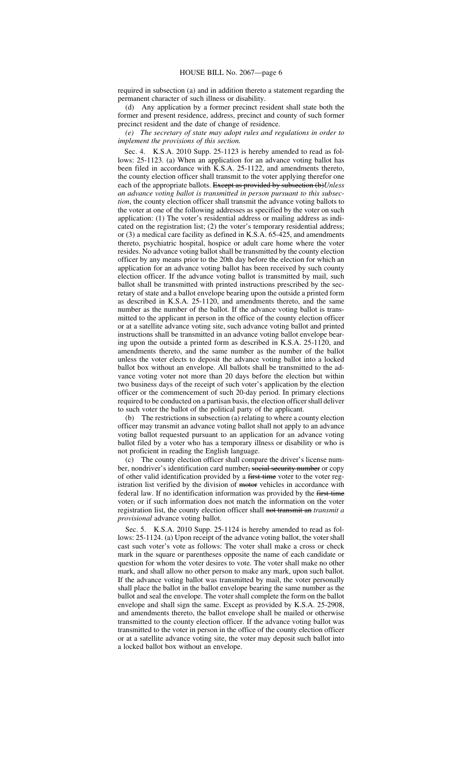required in subsection (a) and in addition thereto a statement regarding the permanent character of such illness or disability.

(d) Any application by a former precinct resident shall state both the former and present residence, address, precinct and county of such former precinct resident and the date of change of residence.

*(e) The secretary of state may adopt rules and regulations in order to implement the provisions of this section.*

Sec. 4. K.S.A. 2010 Supp. 25-1123 is hereby amended to read as follows: 25-1123. (a) When an application for an advance voting ballot has been filed in accordance with K.S.A. 25-1122, and amendments thereto, the county election officer shall transmit to the voter applying therefor one each of the appropriate ballots. ~~Except as provided by subsection (b)~~*Unless an advance voting ballot is transmitted in person pursuant to this subsection*, the county election officer shall transmit the advance voting ballots to the voter at one of the following addresses as specified by the voter on such application: (1) The voter's residential address or mailing address as indicated on the registration list; (2) the voter's temporary residential address; or (3) a medical care facility as defined in K.S.A. 65-425, and amendments thereto, psychiatric hospital, hospice or adult care home where the voter resides. No advance voting ballot shall be transmitted by the county election officer by any means prior to the 20th day before the election for which an application for an advance voting ballot has been received by such county election officer. If the advance voting ballot is transmitted by mail, such ballot shall be transmitted with printed instructions prescribed by the secretary of state and a ballot envelope bearing upon the outside a printed form as described in K.S.A. 25-1120, and amendments thereto, and the same number as the number of the ballot. If the advance voting ballot is transmitted to the applicant in person in the office of the county election officer or at a satellite advance voting site, such advance voting ballot and printed instructions shall be transmitted in an advance voting ballot envelope bearing upon the outside a printed form as described in K.S.A. 25-1120, and amendments thereto, and the same number as the number of the ballot unless the voter elects to deposit the advance voting ballot into a locked ballot box without an envelope. All ballots shall be transmitted to the advance voting voter not more than 20 days before the election but within two business days of the receipt of such voter's application by the election officer or the commencement of such 20-day period. In primary elections required to be conducted on a partisan basis, the election officer shall deliver to such voter the ballot of the political party of the applicant.

(b) The restrictions in subsection (a) relating to where a county election officer may transmit an advance voting ballot shall not apply to an advance voting ballot requested pursuant to an application for an advance voting ballot filed by a voter who has a temporary illness or disability or who is not proficient in reading the English language.

(c) The county election officer shall compare the driver's license number, nondriver's identification card number~~, social security number~~ or copy of other valid identification provided by a ~~first-time~~ voter to the voter registration list verified by the division of ~~motor~~ vehicles in accordance with federal law. If no identification information was provided by the ~~first-time~~ voter~~,~~ or if such information does not match the information on the voter registration list, the county election officer shall ~~not transmit an~~ *transmit a provisional* advance voting ballot.

Sec. 5. K.S.A. 2010 Supp. 25-1124 is hereby amended to read as follows: 25-1124. (a) Upon receipt of the advance voting ballot, the voter shall cast such voter's vote as follows: The voter shall make a cross or check mark in the square or parentheses opposite the name of each candidate or question for whom the voter desires to vote. The voter shall make no other mark, and shall allow no other person to make any mark, upon such ballot. If the advance voting ballot was transmitted by mail, the voter personally shall place the ballot in the ballot envelope bearing the same number as the ballot and seal the envelope. The voter shall complete the form on the ballot envelope and shall sign the same. Except as provided by K.S.A. 25-2908, and amendments thereto, the ballot envelope shall be mailed or otherwise transmitted to the county election officer. If the advance voting ballot was transmitted to the voter in person in the office of the county election officer or at a satellite advance voting site, the voter may deposit such ballot into a locked ballot box without an envelope.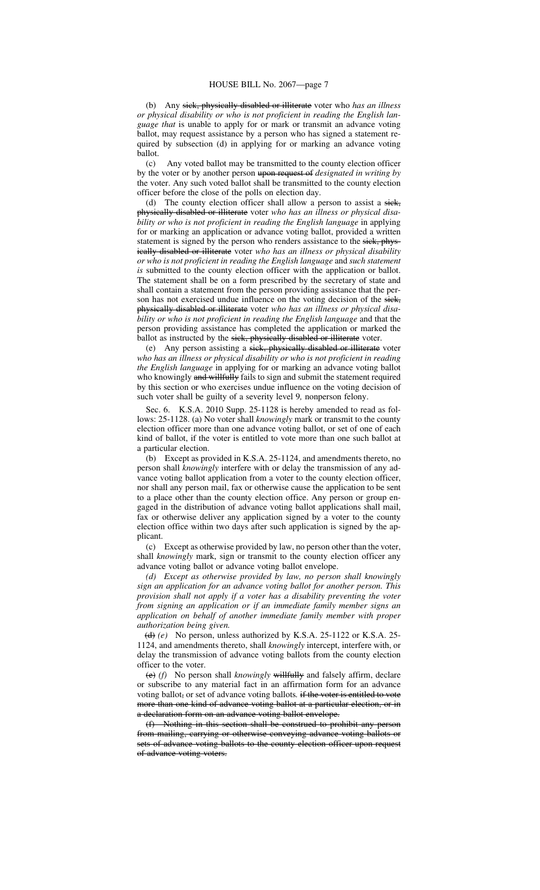(b) Any ~~sick, physically disabled or illiterate~~ voter who *has an illness or physical disability or who is not proficient in reading the English language that* is unable to apply for or mark or transmit an advance voting ballot, may request assistance by a person who has signed a statement required by subsection (d) in applying for or marking an advance voting ballot.

(c) Any voted ballot may be transmitted to the county election officer by the voter or by another person ~~upon request of~~ *designated in writing by* the voter. Any such voted ballot shall be transmitted to the county election officer before the close of the polls on election day.

(d) The county election officer shall allow a person to assist a ~~sick, physically disabled or illiterate~~ voter *who has an illness or physical disability or who is not proficient in reading the English language* in applying for or marking an application or advance voting ballot, provided a written statement is signed by the person who renders assistance to the ~~sick, physically disabled or illiterate~~ voter *who has an illness or physical disability or who is not proficient in reading the English language* and *such statement is* submitted to the county election officer with the application or ballot. The statement shall be on a form prescribed by the secretary of state and shall contain a statement from the person providing assistance that the person has not exercised undue influence on the voting decision of the ~~sick, physically disabled or illiterate~~ voter *who has an illness or physical disability or who is not proficient in reading the English language* and that the person providing assistance has completed the application or marked the ballot as instructed by the ~~sick, physically disabled or illiterate~~ voter.

(e) Any person assisting a ~~sick, physically disabled or illiterate~~ voter *who has an illness or physical disability or who is not proficient in reading the English language* in applying for or marking an advance voting ballot who knowingly ~~and willfully~~ fails to sign and submit the statement required by this section or who exercises undue influence on the voting decision of such voter shall be guilty of a severity level 9*,* nonperson felony.

Sec. 6. K.S.A. 2010 Supp. 25-1128 is hereby amended to read as follows: 25-1128. (a) No voter shall *knowingly* mark or transmit to the county election officer more than one advance voting ballot, or set of one of each kind of ballot, if the voter is entitled to vote more than one such ballot at a particular election.

(b) Except as provided in K.S.A. 25-1124, and amendments thereto, no person shall *knowingly* interfere with or delay the transmission of any advance voting ballot application from a voter to the county election officer, nor shall any person mail, fax or otherwise cause the application to be sent to a place other than the county election office. Any person or group engaged in the distribution of advance voting ballot applications shall mail, fax or otherwise deliver any application signed by a voter to the county election office within two days after such application is signed by the applicant.

(c) Except as otherwise provided by law, no person other than the voter, shall *knowingly* mark, sign or transmit to the county election officer any advance voting ballot or advance voting ballot envelope.

*(d) Except as otherwise provided by law, no person shall knowingly sign an application for an advance voting ballot for another person. This provision shall not apply if a voter has a disability preventing the voter from signing an application or if an immediate family member signs an application on behalf of another immediate family member with proper authorization being given.*

~~(d)~~ *(e)* No person, unless authorized by K.S.A. 25-1122 or K.S.A. 25-1124, and amendments thereto, shall *knowingly* intercept, interfere with, or delay the transmission of advance voting ballots from the county election officer to the voter.

~~(e)~~ *(f)* No person shall *knowingly* ~~willfully~~ and falsely affirm, declare or subscribe to any material fact in an affirmation form for an advance voting ballot~~,~~ or set of advance voting ballots*.* ~~if the voter is entitled to vote more than one kind of advance voting ballot at a particular election, or in a declaration form on an advance voting ballot envelope.~~

~~(f) Nothing in this section shall be construed to prohibit any person from mailing, carrying or otherwise conveying advance voting ballots or sets of advance voting ballots to the county election officer upon request of advance voting voters.~~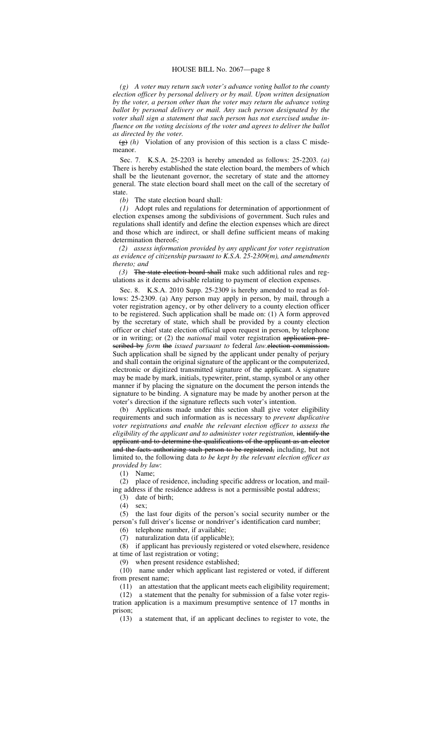*(g) A voter may return such voter's advance voting ballot to the county election officer by personal delivery or by mail. Upon written designation by the voter, a person other than the voter may return the advance voting ballot by personal delivery or mail. Any such person designated by the voter shall sign a statement that such person has not exercised undue influence on the voting decisions of the voter and agrees to deliver the ballot as directed by the voter.*

~~(g)~~ *(h)* Violation of any provision of this section is a class C misdemeanor.

Sec. 7. K.S.A. 25-2203 is hereby amended as follows: 25-2203. *(a)* There is hereby established the state election board, the members of which shall be the lieutenant governor, the secretary of state and the attorney general. The state election board shall meet on the call of the secretary of state.

*(b)* The state election board shall*:*

*(1)* Adopt rules and regulations for determination of apportionment of election expenses among the subdivisions of government. Such rules and regulations shall identify and define the election expenses which are direct and those which are indirect, or shall define sufficient means of making determination thereof~~.~~*;*

*(2) assess information provided by any applicant for voter registration as evidence of citizenship pursuant to K.S.A. 25-2309(m), and amendments thereto; and*

*(3)* ~~The state election board shall~~ make such additional rules and regulations as it deems advisable relating to payment of election expenses.

Sec. 8. K.S.A. 2010 Supp. 25-2309 is hereby amended to read as follows: 25-2309. (a) Any person may apply in person, by mail, through a voter registration agency, or by other delivery to a county election officer to be registered. Such application shall be made on: (1) A form approved by the secretary of state, which shall be provided by a county election officer or chief state election official upon request in person, by telephone or in writing; or (2) the *national* mail voter registration ~~application prescribed by~~ *form* ~~the~~ *issued pursuant to* federal *law.*~~election commission.~~ Such application shall be signed by the applicant under penalty of perjury and shall contain the original signature of the applicant or the computerized, electronic or digitized transmitted signature of the applicant. A signature may be made by mark, initials, typewriter, print, stamp, symbol or any other manner if by placing the signature on the document the person intends the signature to be binding. A signature may be made by another person at the voter's direction if the signature reflects such voter's intention.

(b) Applications made under this section shall give voter eligibility requirements and such information as is necessary to *prevent duplicative voter registrations and enable the relevant election officer to assess the eligibility of the applicant and to administer voter registration,* ~~identify the applicant and to determine the qualifications of the applicant as an elector and the facts authorizing such person to be registered,~~ including, but not limited to, the following data *to be kept by the relevant election officer as provided by law*:

(1) Name;

(2) place of residence, including specific address or location, and mailing address if the residence address is not a permissible postal address;

(3) date of birth;

(4) sex;

(5) the last four digits of the person's social security number or the person's full driver's license or nondriver's identification card number;

(6) telephone number, if available;

(7) naturalization data (if applicable);

(8) if applicant has previously registered or voted elsewhere, residence at time of last registration or voting;

(9) when present residence established;

(10) name under which applicant last registered or voted, if different from present name;

(11) an attestation that the applicant meets each eligibility requirement;

(12) a statement that the penalty for submission of a false voter registration application is a maximum presumptive sentence of 17 months in prison;

(13) a statement that, if an applicant declines to register to vote, the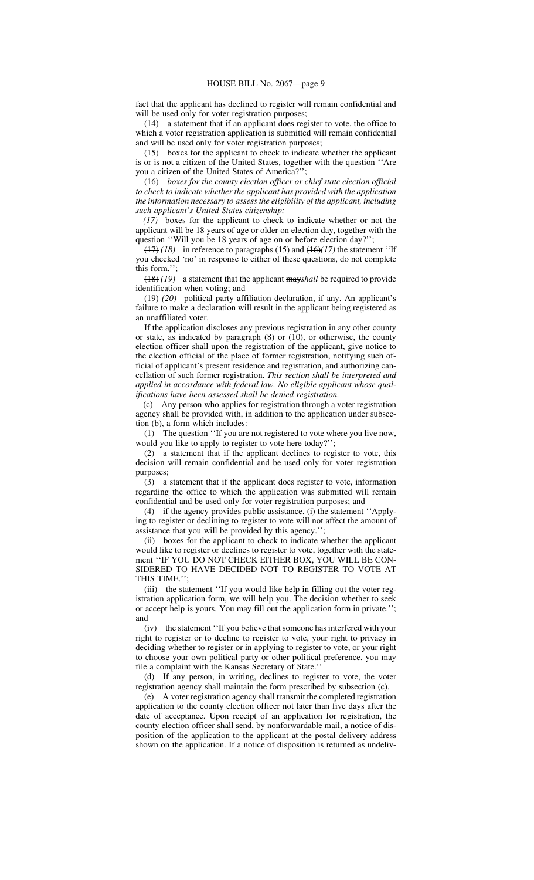fact that the applicant has declined to register will remain confidential and will be used only for voter registration purposes;

(14) a statement that if an applicant does register to vote, the office to which a voter registration application is submitted will remain confidential and will be used only for voter registration purposes;

(15) boxes for the applicant to check to indicate whether the applicant is or is not a citizen of the United States, together with the question ''Are you a citizen of the United States of America?'';

(16) *boxes for the county election officer or chief state election official to check to indicate whether the applicant has provided with the application the information necessary to assess the eligibility of the applicant, including such applicant's United States citizenship;*

*(17)* boxes for the applicant to check to indicate whether or not the applicant will be 18 years of age or older on election day, together with the question ''Will you be 18 years of age on or before election day?'';

~~(17)~~ *(18)* in reference to paragraphs (15) and ~~(16)~~*(17)* the statement ''If you checked 'no' in response to either of these questions, do not complete this form.'';

~~(18)~~ *(19)* a statement that the applicant ~~may~~*shall* be required to provide identification when voting; and

~~(19)~~ *(20)* political party affiliation declaration, if any. An applicant's failure to make a declaration will result in the applicant being registered as an unaffiliated voter.

If the application discloses any previous registration in any other county or state, as indicated by paragraph (8) or (10), or otherwise, the county election officer shall upon the registration of the applicant, give notice to the election official of the place of former registration, notifying such official of applicant's present residence and registration, and authorizing cancellation of such former registration. *This section shall be interpreted and applied in accordance with federal law. No eligible applicant whose qualifications have been assessed shall be denied registration.*

(c) Any person who applies for registration through a voter registration agency shall be provided with, in addition to the application under subsection (b), a form which includes:

(1) The question ''If you are not registered to vote where you live now, would you like to apply to register to vote here today?'';

(2) a statement that if the applicant declines to register to vote, this decision will remain confidential and be used only for voter registration purposes;

(3) a statement that if the applicant does register to vote, information regarding the office to which the application was submitted will remain confidential and be used only for voter registration purposes; and

(4) if the agency provides public assistance, (i) the statement ''Applying to register or declining to register to vote will not affect the amount of assistance that you will be provided by this agency.'';

(ii) boxes for the applicant to check to indicate whether the applicant would like to register or declines to register to vote, together with the statement ''IF YOU DO NOT CHECK EITHER BOX, YOU WILL BE CONSIDERED TO HAVE DECIDED NOT TO REGISTER TO VOTE AT THIS TIME.'';

(iii) the statement ''If you would like help in filling out the voter registration application form, we will help you. The decision whether to seek or accept help is yours. You may fill out the application form in private.''; and

(iv) the statement ''If you believe that someone has interfered with your right to register or to decline to register to vote, your right to privacy in deciding whether to register or in applying to register to vote, or your right to choose your own political party or other political preference, you may file a complaint with the Kansas Secretary of State.''

(d) If any person, in writing, declines to register to vote, the voter registration agency shall maintain the form prescribed by subsection (c).

(e) A voter registration agency shall transmit the completed registration application to the county election officer not later than five days after the date of acceptance. Upon receipt of an application for registration, the county election officer shall send, by nonforwardable mail, a notice of disposition of the application to the applicant at the postal delivery address shown on the application. If a notice of disposition is returned as undeliv-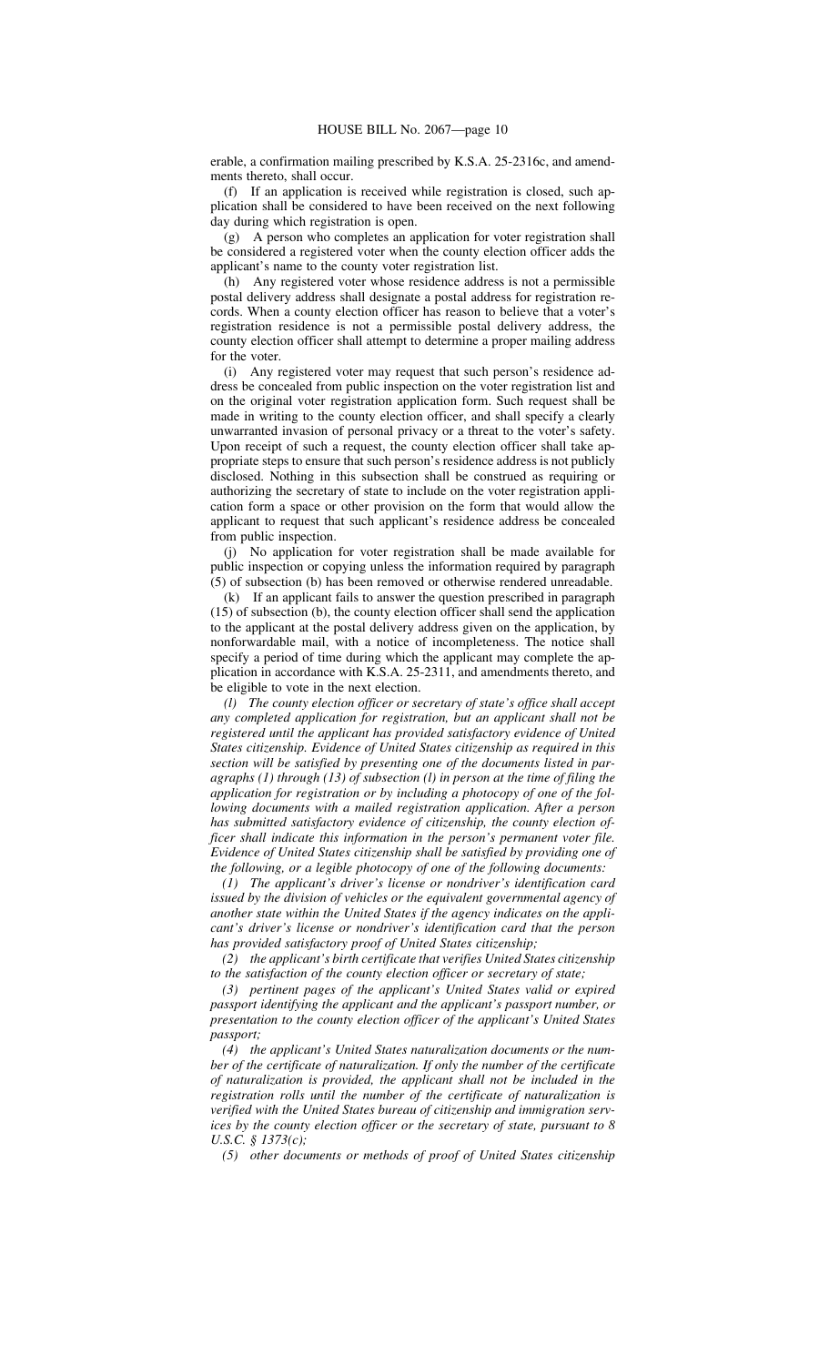erable, a confirmation mailing prescribed by K.S.A. 25-2316c, and amendments thereto, shall occur.

(f) If an application is received while registration is closed, such application shall be considered to have been received on the next following day during which registration is open.

(g) A person who completes an application for voter registration shall be considered a registered voter when the county election officer adds the applicant's name to the county voter registration list.

(h) Any registered voter whose residence address is not a permissible postal delivery address shall designate a postal address for registration records. When a county election officer has reason to believe that a voter's registration residence is not a permissible postal delivery address, the county election officer shall attempt to determine a proper mailing address for the voter.

(i) Any registered voter may request that such person's residence address be concealed from public inspection on the voter registration list and on the original voter registration application form. Such request shall be made in writing to the county election officer, and shall specify a clearly unwarranted invasion of personal privacy or a threat to the voter's safety. Upon receipt of such a request, the county election officer shall take appropriate steps to ensure that such person's residence address is not publicly disclosed. Nothing in this subsection shall be construed as requiring or authorizing the secretary of state to include on the voter registration application form a space or other provision on the form that would allow the applicant to request that such applicant's residence address be concealed from public inspection.

(j) No application for voter registration shall be made available for public inspection or copying unless the information required by paragraph (5) of subsection (b) has been removed or otherwise rendered unreadable.

(k) If an applicant fails to answer the question prescribed in paragraph (15) of subsection (b), the county election officer shall send the application to the applicant at the postal delivery address given on the application, by nonforwardable mail, with a notice of incompleteness. The notice shall specify a period of time during which the applicant may complete the application in accordance with K.S.A. 25-2311, and amendments thereto, and be eligible to vote in the next election.

*(l) The county election officer or secretary of state's office shall accept any completed application for registration, but an applicant shall not be registered until the applicant has provided satisfactory evidence of United States citizenship. Evidence of United States citizenship as required in this section will be satisfied by presenting one of the documents listed in paragraphs (1) through (13) of subsection (l) in person at the time of filing the application for registration or by including a photocopy of one of the following documents with a mailed registration application. After a person has submitted satisfactory evidence of citizenship, the county election officer shall indicate this information in the person's permanent voter file. Evidence of United States citizenship shall be satisfied by providing one of the following, or a legible photocopy of one of the following documents:*

*(1) The applicant's driver's license or nondriver's identification card issued by the division of vehicles or the equivalent governmental agency of another state within the United States if the agency indicates on the applicant's driver's license or nondriver's identification card that the person has provided satisfactory proof of United States citizenship;*

*(2) the applicant's birth certificate that verifies United States citizenship to the satisfaction of the county election officer or secretary of state;*

*(3) pertinent pages of the applicant's United States valid or expired passport identifying the applicant and the applicant's passport number, or presentation to the county election officer of the applicant's United States passport;*

*(4) the applicant's United States naturalization documents or the number of the certificate of naturalization. If only the number of the certificate of naturalization is provided, the applicant shall not be included in the registration rolls until the number of the certificate of naturalization is verified with the United States bureau of citizenship and immigration services by the county election officer or the secretary of state, pursuant to 8 U.S.C. § 1373(c);*

*(5) other documents or methods of proof of United States citizenship*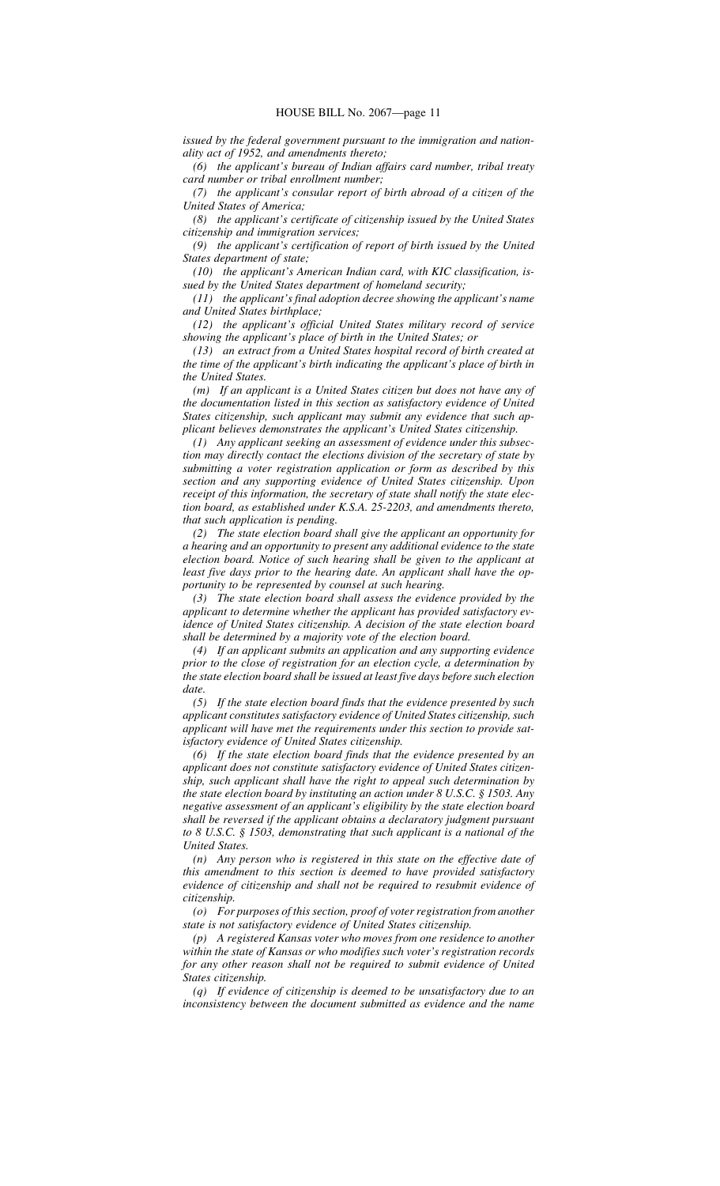*issued by the federal government pursuant to the immigration and nationality act of 1952, and amendments thereto;*

*(6) the applicant's bureau of Indian affairs card number, tribal treaty card number or tribal enrollment number;*

*(7) the applicant's consular report of birth abroad of a citizen of the United States of America;*

*(8) the applicant's certificate of citizenship issued by the United States citizenship and immigration services;*

*(9) the applicant's certification of report of birth issued by the United States department of state;*

*(10) the applicant's American Indian card, with KIC classification, issued by the United States department of homeland security;*

*(11) the applicant's final adoption decree showing the applicant's name and United States birthplace;*

*(12) the applicant's official United States military record of service showing the applicant's place of birth in the United States; or*

*(13) an extract from a United States hospital record of birth created at the time of the applicant's birth indicating the applicant's place of birth in the United States.*

*(m) If an applicant is a United States citizen but does not have any of the documentation listed in this section as satisfactory evidence of United States citizenship, such applicant may submit any evidence that such applicant believes demonstrates the applicant's United States citizenship.*

*(1) Any applicant seeking an assessment of evidence under this subsection may directly contact the elections division of the secretary of state by submitting a voter registration application or form as described by this section and any supporting evidence of United States citizenship. Upon receipt of this information, the secretary of state shall notify the state election board, as established under K.S.A. 25-2203, and amendments thereto, that such application is pending.*

*(2) The state election board shall give the applicant an opportunity for a hearing and an opportunity to present any additional evidence to the state election board. Notice of such hearing shall be given to the applicant at least five days prior to the hearing date. An applicant shall have the opportunity to be represented by counsel at such hearing.*

*(3) The state election board shall assess the evidence provided by the applicant to determine whether the applicant has provided satisfactory evidence of United States citizenship. A decision of the state election board shall be determined by a majority vote of the election board.*

*(4) If an applicant submits an application and any supporting evidence prior to the close of registration for an election cycle, a determination by the state election board shall be issued at least five days before such election date.*

*(5) If the state election board finds that the evidence presented by such applicant constitutes satisfactory evidence of United States citizenship, such applicant will have met the requirements under this section to provide satisfactory evidence of United States citizenship.*

*(6) If the state election board finds that the evidence presented by an applicant does not constitute satisfactory evidence of United States citizenship, such applicant shall have the right to appeal such determination by the state election board by instituting an action under 8 U.S.C. § 1503. Any negative assessment of an applicant's eligibility by the state election board shall be reversed if the applicant obtains a declaratory judgment pursuant to 8 U.S.C. § 1503, demonstrating that such applicant is a national of the United States.*

*(n) Any person who is registered in this state on the effective date of this amendment to this section is deemed to have provided satisfactory evidence of citizenship and shall not be required to resubmit evidence of citizenship.*

*(o) For purposes of this section, proof of voter registration from another state is not satisfactory evidence of United States citizenship.*

*(p) A registered Kansas voter who moves from one residence to another within the state of Kansas or who modifies such voter's registration records for any other reason shall not be required to submit evidence of United States citizenship.*

*(q) If evidence of citizenship is deemed to be unsatisfactory due to an inconsistency between the document submitted as evidence and the name*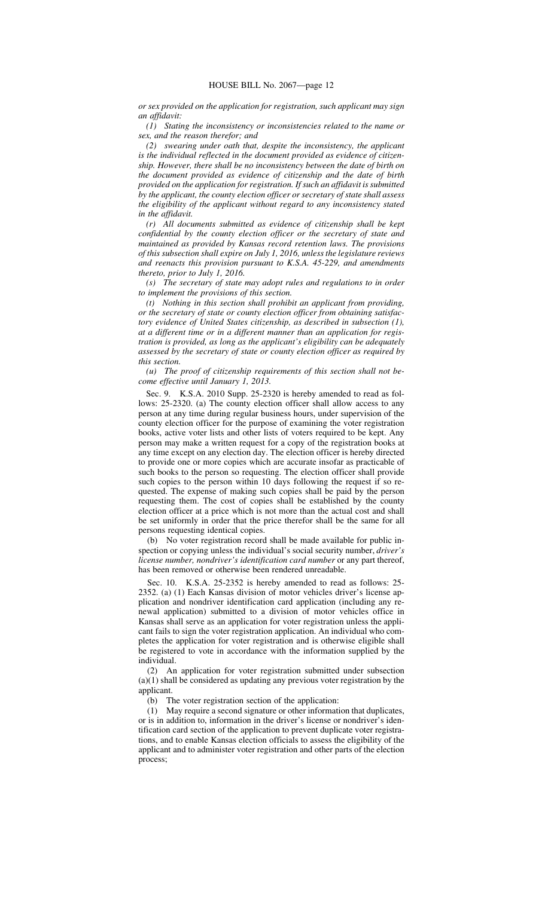*or sex provided on the application for registration, such applicant may sign an affidavit:*

*(1) Stating the inconsistency or inconsistencies related to the name or sex, and the reason therefor; and*

*(2) swearing under oath that, despite the inconsistency, the applicant is the individual reflected in the document provided as evidence of citizenship. However, there shall be no inconsistency between the date of birth on the document provided as evidence of citizenship and the date of birth provided on the application for registration. If such an affidavit is submitted by the applicant, the county election officer or secretary of state shall assess the eligibility of the applicant without regard to any inconsistency stated in the affidavit.*

*(r) All documents submitted as evidence of citizenship shall be kept confidential by the county election officer or the secretary of state and maintained as provided by Kansas record retention laws. The provisions of this subsection shall expire on July 1, 2016, unless the legislature reviews and reenacts this provision pursuant to K.S.A. 45-229, and amendments thereto, prior to July 1, 2016.*

*(s) The secretary of state may adopt rules and regulations to in order to implement the provisions of this section.*

*(t) Nothing in this section shall prohibit an applicant from providing, or the secretary of state or county election officer from obtaining satisfactory evidence of United States citizenship, as described in subsection (l), at a different time or in a different manner than an application for registration is provided, as long as the applicant's eligibility can be adequately assessed by the secretary of state or county election officer as required by this section.*

*(u) The proof of citizenship requirements of this section shall not become effective until January 1, 2013.*

Sec. 9. K.S.A. 2010 Supp. 25-2320 is hereby amended to read as follows: 25-2320. (a) The county election officer shall allow access to any person at any time during regular business hours, under supervision of the county election officer for the purpose of examining the voter registration books, active voter lists and other lists of voters required to be kept. Any person may make a written request for a copy of the registration books at any time except on any election day. The election officer is hereby directed to provide one or more copies which are accurate insofar as practicable of such books to the person so requesting. The election officer shall provide such copies to the person within 10 days following the request if so requested. The expense of making such copies shall be paid by the person requesting them. The cost of copies shall be established by the county election officer at a price which is not more than the actual cost and shall be set uniformly in order that the price therefor shall be the same for all persons requesting identical copies.

(b) No voter registration record shall be made available for public inspection or copying unless the individual's social security number, *driver's license number, nondriver's identification card number* or any part thereof, has been removed or otherwise been rendered unreadable.

Sec. 10. K.S.A. 25-2352 is hereby amended to read as follows: 25-2352. (a) (1) Each Kansas division of motor vehicles driver's license application and nondriver identification card application (including any renewal application) submitted to a division of motor vehicles office in Kansas shall serve as an application for voter registration unless the applicant fails to sign the voter registration application. An individual who completes the application for voter registration and is otherwise eligible shall be registered to vote in accordance with the information supplied by the individual.

(2) An application for voter registration submitted under subsection (a)(1) shall be considered as updating any previous voter registration by the applicant.

(b) The voter registration section of the application:

(1) May require a second signature or other information that duplicates, or is in addition to, information in the driver's license or nondriver's identification card section of the application to prevent duplicate voter registrations, and to enable Kansas election officials to assess the eligibility of the applicant and to administer voter registration and other parts of the election process;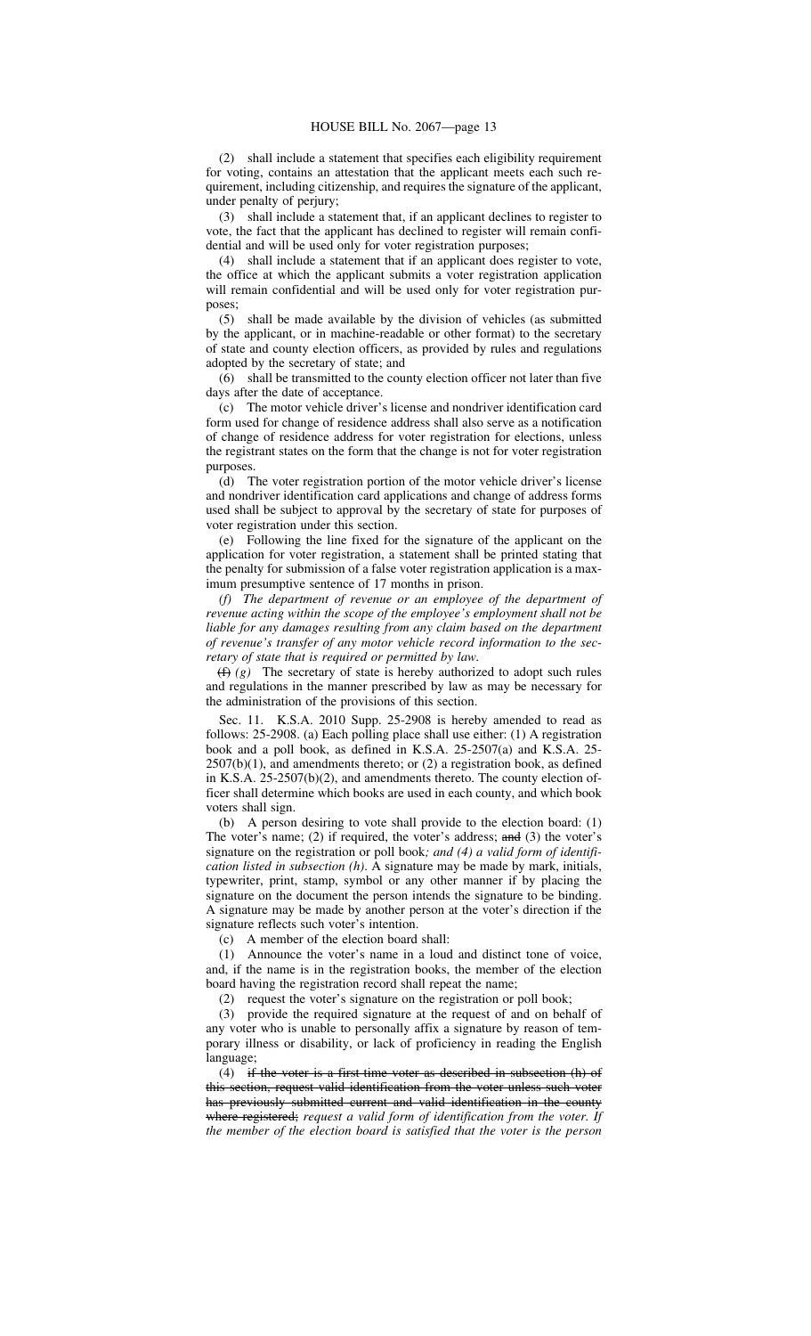(2) shall include a statement that specifies each eligibility requirement for voting, contains an attestation that the applicant meets each such requirement, including citizenship, and requires the signature of the applicant, under penalty of perjury;

(3) shall include a statement that, if an applicant declines to register to vote, the fact that the applicant has declined to register will remain confidential and will be used only for voter registration purposes;

(4) shall include a statement that if an applicant does register to vote, the office at which the applicant submits a voter registration application will remain confidential and will be used only for voter registration purposes;

(5) shall be made available by the division of vehicles (as submitted by the applicant, or in machine-readable or other format) to the secretary of state and county election officers, as provided by rules and regulations adopted by the secretary of state; and

(6) shall be transmitted to the county election officer not later than five days after the date of acceptance.

(c) The motor vehicle driver's license and nondriver identification card form used for change of residence address shall also serve as a notification of change of residence address for voter registration for elections, unless the registrant states on the form that the change is not for voter registration purposes.

(d) The voter registration portion of the motor vehicle driver's license and nondriver identification card applications and change of address forms used shall be subject to approval by the secretary of state for purposes of voter registration under this section.

(e) Following the line fixed for the signature of the applicant on the application for voter registration, a statement shall be printed stating that the penalty for submission of a false voter registration application is a maximum presumptive sentence of 17 months in prison.

*(f) The department of revenue or an employee of the department of revenue acting within the scope of the employee's employment shall not be liable for any damages resulting from any claim based on the department of revenue's transfer of any motor vehicle record information to the secretary of state that is required or permitted by law.*

~~(f)~~ *(g)* The secretary of state is hereby authorized to adopt such rules and regulations in the manner prescribed by law as may be necessary for the administration of the provisions of this section.

Sec. 11. K.S.A. 2010 Supp. 25-2908 is hereby amended to read as follows: 25-2908. (a) Each polling place shall use either: (1) A registration book and a poll book, as defined in K.S.A. 25-2507(a) and K.S.A. 25-2507(b)(1), and amendments thereto; or (2) a registration book, as defined in K.S.A. 25-2507(b)(2), and amendments thereto. The county election officer shall determine which books are used in each county, and which book voters shall sign.

(b) A person desiring to vote shall provide to the election board: (1) The voter's name; (2) if required, the voter's address; ~~and~~ (3) the voter's signature on the registration or poll book*; and (4) a valid form of identification listed in subsection (h)*. A signature may be made by mark, initials, typewriter, print, stamp, symbol or any other manner if by placing the signature on the document the person intends the signature to be binding. A signature may be made by another person at the voter's direction if the signature reflects such voter's intention.

(c) A member of the election board shall:

(1) Announce the voter's name in a loud and distinct tone of voice, and, if the name is in the registration books, the member of the election board having the registration record shall repeat the name;

(2) request the voter's signature on the registration or poll book;

(3) provide the required signature at the request of and on behalf of any voter who is unable to personally affix a signature by reason of temporary illness or disability, or lack of proficiency in reading the English language;

(4) ~~if the voter is a first time voter as described in subsection (h) of this section, request valid identification from the voter unless such voter has previously submitted current and valid identification in the county where registered;~~ *request a valid form of identification from the voter. If the member of the election board is satisfied that the voter is the person*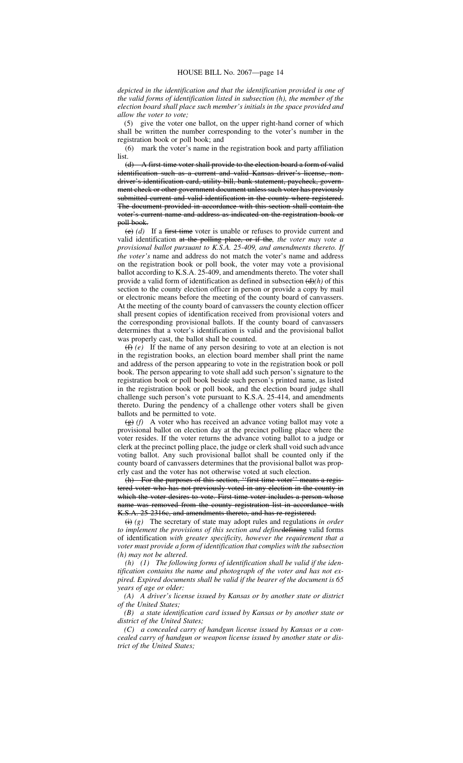*depicted in the identification and that the identification provided is one of the valid forms of identification listed in subsection (h), the member of the election board shall place such member's initials in the space provided and allow the voter to vote;*

(5) give the voter one ballot, on the upper right-hand corner of which shall be written the number corresponding to the voter's number in the registration book or poll book; and

(6) mark the voter's name in the registration book and party affiliation list.

~~(d) A first-time voter shall provide to the election board a form of valid identification such as a current and valid Kansas driver's license, nondriver's identification card, utility bill, bank statement, paycheck, government check or other government document unless such voter has previously submitted current and valid identification in the county where registered. The document provided in accordance with this section shall contain the voter's current name and address as indicated on the registration book or poll book.~~

~~(e)~~ *(d)* If a ~~first-time~~ voter is unable or refuses to provide current and valid identification ~~at the polling place, or if the~~*, the voter may vote a provisional ballot pursuant to K.S.A. 25-409, and amendments thereto. If the voter's* name and address do not match the voter's name and address on the registration book or poll book, the voter may vote a provisional ballot according to K.S.A. 25-409, and amendments thereto. The voter shall provide a valid form of identification as defined in subsection ~~(d)~~*(h)* of this section to the county election officer in person or provide a copy by mail or electronic means before the meeting of the county board of canvassers. At the meeting of the county board of canvassers the county election officer shall present copies of identification received from provisional voters and the corresponding provisional ballots. If the county board of canvassers determines that a voter's identification is valid and the provisional ballot was properly cast, the ballot shall be counted.

~~(f)~~ *(e)* If the name of any person desiring to vote at an election is not in the registration books, an election board member shall print the name and address of the person appearing to vote in the registration book or poll book. The person appearing to vote shall add such person's signature to the registration book or poll book beside such person's printed name, as listed in the registration book or poll book, and the election board judge shall challenge such person's vote pursuant to K.S.A. 25-414, and amendments thereto. During the pendency of a challenge other voters shall be given ballots and be permitted to vote.

~~(g)~~ *(f)* A voter who has received an advance voting ballot may vote a provisional ballot on election day at the precinct polling place where the voter resides. If the voter returns the advance voting ballot to a judge or clerk at the precinct polling place, the judge or clerk shall void such advance voting ballot. Any such provisional ballot shall be counted only if the county board of canvassers determines that the provisional ballot was properly cast and the voter has not otherwise voted at such election.

~~(h) For the purposes of this section, ''first-time voter'' means a registered voter who has not previously voted in any election in the county in which the voter desires to vote. First-time voter includes a person whose name was removed from the county registration list in accordance with K.S.A. 25-2316c, and amendments thereto, and has re-registered.~~

~~(i)~~ *(g)* The secretary of state may adopt rules and regulations *in order to implement the provisions of this section and define*~~defining~~ valid forms of identification *with greater specificity, however the requirement that a voter must provide a form of identification that complies with the subsection (h) may not be altered.*

*(h) (1) The following forms of identification shall be valid if the identification contains the name and photograph of the voter and has not expired. Expired documents shall be valid if the bearer of the document is 65 years of age or older:*

*(A) A driver's license issued by Kansas or by another state or district of the United States;*

*(B) a state identification card issued by Kansas or by another state or district of the United States;*

*(C) a concealed carry of handgun license issued by Kansas or a concealed carry of handgun or weapon license issued by another state or district of the United States;*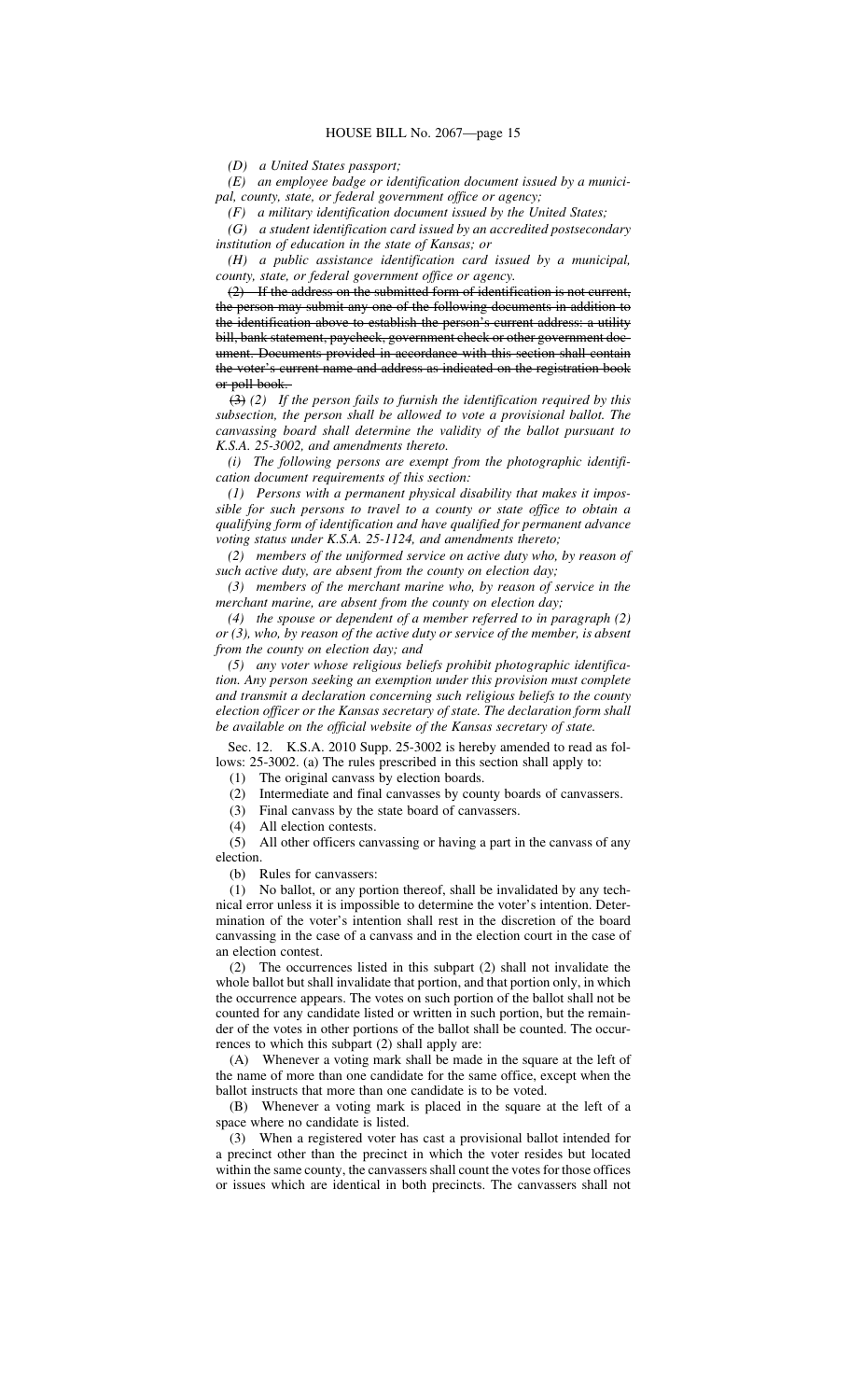*(D) a United States passport;*

*(E) an employee badge or identification document issued by a municipal, county, state, or federal government office or agency;*

*(F) a military identification document issued by the United States;*

*(G) a student identification card issued by an accredited postsecondary institution of education in the state of Kansas; or*

*(H) a public assistance identification card issued by a municipal, county, state, or federal government office or agency.*

~~(2) If the address on the submitted form of identification is not current, the person may submit any one of the following documents in addition to the identification above to establish the person's current address: a utility bill, bank statement, paycheck, government check or other government document. Documents provided in accordance with this section shall contain the voter's current name and address as indicated on the registration book or poll book.~~

~~(3)~~ *(2) If the person fails to furnish the identification required by this subsection, the person shall be allowed to vote a provisional ballot. The canvassing board shall determine the validity of the ballot pursuant to K.S.A. 25-3002, and amendments thereto.*

*(i) The following persons are exempt from the photographic identification document requirements of this section:*

*(1) Persons with a permanent physical disability that makes it impossible for such persons to travel to a county or state office to obtain a qualifying form of identification and have qualified for permanent advance voting status under K.S.A. 25-1124, and amendments thereto;*

*(2) members of the uniformed service on active duty who, by reason of such active duty, are absent from the county on election day;*

*(3) members of the merchant marine who, by reason of service in the merchant marine, are absent from the county on election day;*

*(4) the spouse or dependent of a member referred to in paragraph (2) or (3), who, by reason of the active duty or service of the member, is absent from the county on election day; and*

*(5) any voter whose religious beliefs prohibit photographic identification. Any person seeking an exemption under this provision must complete and transmit a declaration concerning such religious beliefs to the county election officer or the Kansas secretary of state. The declaration form shall be available on the official website of the Kansas secretary of state.*

Sec. 12. K.S.A. 2010 Supp. 25-3002 is hereby amended to read as follows: 25-3002. (a) The rules prescribed in this section shall apply to:

(1) The original canvass by election boards.

(2) Intermediate and final canvasses by county boards of canvassers.

(3) Final canvass by the state board of canvassers.

(4) All election contests.

(5) All other officers canvassing or having a part in the canvass of any election.

(b) Rules for canvassers:

(1) No ballot, or any portion thereof, shall be invalidated by any technical error unless it is impossible to determine the voter's intention. Determination of the voter's intention shall rest in the discretion of the board canvassing in the case of a canvass and in the election court in the case of an election contest.

(2) The occurrences listed in this subpart (2) shall not invalidate the whole ballot but shall invalidate that portion, and that portion only, in which the occurrence appears. The votes on such portion of the ballot shall not be counted for any candidate listed or written in such portion, but the remainder of the votes in other portions of the ballot shall be counted. The occurrences to which this subpart (2) shall apply are:

(A) Whenever a voting mark shall be made in the square at the left of the name of more than one candidate for the same office, except when the ballot instructs that more than one candidate is to be voted.

(B) Whenever a voting mark is placed in the square at the left of a space where no candidate is listed.

(3) When a registered voter has cast a provisional ballot intended for a precinct other than the precinct in which the voter resides but located within the same county, the canvassers shall count the votes for those offices or issues which are identical in both precincts. The canvassers shall not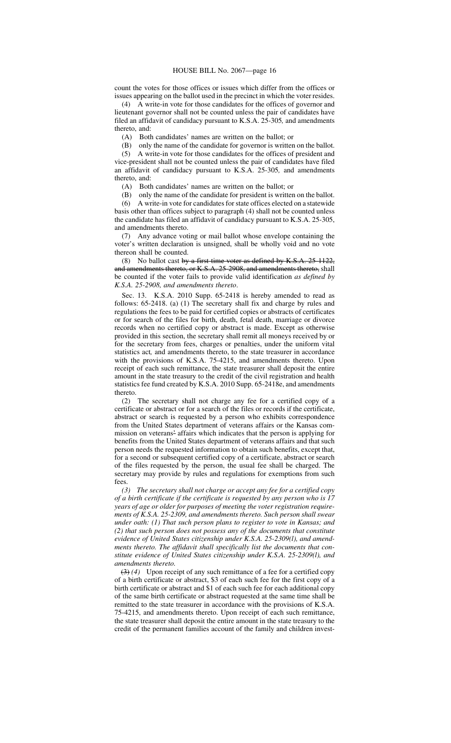count the votes for those offices or issues which differ from the offices or issues appearing on the ballot used in the precinct in which the voter resides.

(4) A write-in vote for those candidates for the offices of governor and lieutenant governor shall not be counted unless the pair of candidates have filed an affidavit of candidacy pursuant to K.S.A. 25-305, and amendments thereto, and:

(A) Both candidates' names are written on the ballot; or

(B) only the name of the candidate for governor is written on the ballot.

(5) A write-in vote for those candidates for the offices of president and vice-president shall not be counted unless the pair of candidates have filed an affidavit of candidacy pursuant to K.S.A. 25-305, and amendments thereto, and:

(A) Both candidates' names are written on the ballot; or

(B) only the name of the candidate for president is written on the ballot.

(6) A write-in vote for candidates for state offices elected on a statewide basis other than offices subject to paragraph (4) shall not be counted unless the candidate has filed an affidavit of candidacy pursuant to K.S.A. 25-305, and amendments thereto.

(7) Any advance voting or mail ballot whose envelope containing the voter's written declaration is unsigned, shall be wholly void and no vote thereon shall be counted.

(8) No ballot cast ~~by a first-time voter as defined by K.S.A. 25-1122, and amendments thereto, or K.S.A. 25-2908, and amendments thereto,~~ shall be counted if the voter fails to provide valid identification *as defined by K.S.A. 25-2908, and amendments thereto*.

Sec. 13. K.S.A. 2010 Supp. 65-2418 is hereby amended to read as follows: 65-2418. (a) (1) The secretary shall fix and charge by rules and regulations the fees to be paid for certified copies or abstracts of certificates or for search of the files for birth, death, fetal death, marriage or divorce records when no certified copy or abstract is made. Except as otherwise provided in this section, the secretary shall remit all moneys received by or for the secretary from fees, charges or penalties, under the uniform vital statistics act, and amendments thereto, to the state treasurer in accordance with the provisions of K.S.A. 75-4215, and amendments thereto. Upon receipt of each such remittance, the state treasurer shall deposit the entire amount in the state treasury to the credit of the civil registration and health statistics fee fund created by K.S.A. 2010 Supp. 65-2418e, and amendments thereto.

(2) The secretary shall not charge any fee for a certified copy of a certificate or abstract or for a search of the files or records if the certificate, abstract or search is requested by a person who exhibits correspondence from the United States department of veterans affairs or the Kansas commission on veterans' affairs which indicates that the person is applying for benefits from the United States department of veterans affairs and that such person needs the requested information to obtain such benefits, except that, for a second or subsequent certified copy of a certificate, abstract or search of the files requested by the person, the usual fee shall be charged. The secretary may provide by rules and regulations for exemptions from such fees.

*(3) The secretary shall not charge or accept any fee for a certified copy of a birth certificate if the certificate is requested by any person who is 17 years of age or older for purposes of meeting the voter registration requirements of K.S.A. 25-2309, and amendments thereto. Such person shall swear under oath: (1) That such person plans to register to vote in Kansas; and (2) that such person does not possess any of the documents that constitute evidence of United States citizenship under K.S.A. 25-2309(l), and amendments thereto. The affidavit shall specifically list the documents that constitute evidence of United States citizenship under K.S.A. 25-2309(l), and amendments thereto.*

~~(3)~~ *(4)* Upon receipt of any such remittance of a fee for a certified copy of a birth certificate or abstract, $3 of each such fee for the first copy of a birth certificate or abstract and $1 of each such fee for each additional copy of the same birth certificate or abstract requested at the same time shall be remitted to the state treasurer in accordance with the provisions of K.S.A. 75-4215, and amendments thereto. Upon receipt of each such remittance, the state treasurer shall deposit the entire amount in the state treasury to the credit of the permanent families account of the family and children invest-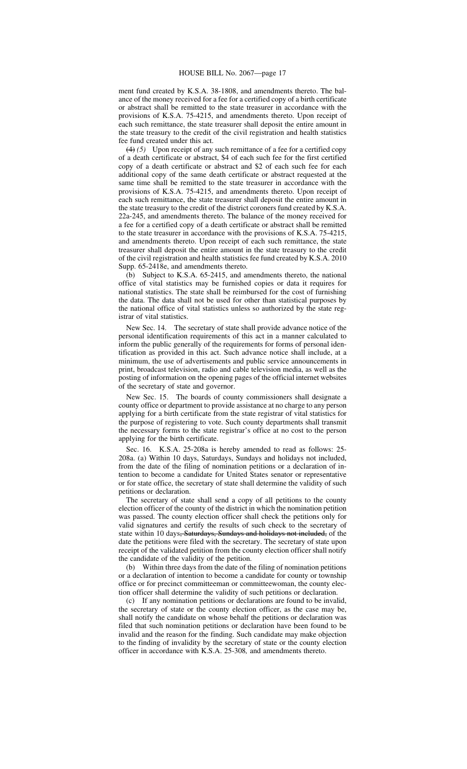ment fund created by K.S.A. 38-1808, and amendments thereto. The balance of the money received for a fee for a certified copy of a birth certificate or abstract shall be remitted to the state treasurer in accordance with the provisions of K.S.A. 75-4215, and amendments thereto. Upon receipt of each such remittance, the state treasurer shall deposit the entire amount in the state treasury to the credit of the civil registration and health statistics fee fund created under this act.

~~(4)~~ *(5)* Upon receipt of any such remittance of a fee for a certified copy of a death certificate or abstract, $4 of each such fee for the first certified copy of a death certificate or abstract and $2 of each such fee for each additional copy of the same death certificate or abstract requested at the same time shall be remitted to the state treasurer in accordance with the provisions of K.S.A. 75-4215, and amendments thereto. Upon receipt of each such remittance, the state treasurer shall deposit the entire amount in the state treasury to the credit of the district coroners fund created by K.S.A. 22a-245, and amendments thereto. The balance of the money received for a fee for a certified copy of a death certificate or abstract shall be remitted to the state treasurer in accordance with the provisions of K.S.A. 75-4215, and amendments thereto. Upon receipt of each such remittance, the state treasurer shall deposit the entire amount in the state treasury to the credit of the civil registration and health statistics fee fund created by K.S.A. 2010 Supp. 65-2418e, and amendments thereto.

(b) Subject to K.S.A. 65-2415, and amendments thereto, the national office of vital statistics may be furnished copies or data it requires for national statistics. The state shall be reimbursed for the cost of furnishing the data. The data shall not be used for other than statistical purposes by the national office of vital statistics unless so authorized by the state registrar of vital statistics.

New Sec. 14. The secretary of state shall provide advance notice of the personal identification requirements of this act in a manner calculated to inform the public generally of the requirements for forms of personal identification as provided in this act. Such advance notice shall include, at a minimum, the use of advertisements and public service announcements in print, broadcast television, radio and cable television media, as well as the posting of information on the opening pages of the official internet websites of the secretary of state and governor.

New Sec. 15. The boards of county commissioners shall designate a county office or department to provide assistance at no charge to any person applying for a birth certificate from the state registrar of vital statistics for the purpose of registering to vote. Such county departments shall transmit the necessary forms to the state registrar's office at no cost to the person applying for the birth certificate.

Sec. 16. K.S.A. 25-208a is hereby amended to read as follows: 25-208a. (a) Within 10 days, Saturdays, Sundays and holidays not included, from the date of the filing of nomination petitions or a declaration of intention to become a candidate for United States senator or representative or for state office, the secretary of state shall determine the validity of such petitions or declaration.

The secretary of state shall send a copy of all petitions to the county election officer of the county of the district in which the nomination petition was passed. The county election officer shall check the petitions only for valid signatures and certify the results of such check to the secretary of state within 10 days~~, Saturdays, Sundays and holidays not included,~~ of the date the petitions were filed with the secretary. The secretary of state upon receipt of the validated petition from the county election officer shall notify the candidate of the validity of the petition.

(b) Within three days from the date of the filing of nomination petitions or a declaration of intention to become a candidate for county or township office or for precinct committeeman or committeewoman, the county election officer shall determine the validity of such petitions or declaration.

(c) If any nomination petitions or declarations are found to be invalid, the secretary of state or the county election officer, as the case may be, shall notify the candidate on whose behalf the petitions or declaration was filed that such nomination petitions or declaration have been found to be invalid and the reason for the finding. Such candidate may make objection to the finding of invalidity by the secretary of state or the county election officer in accordance with K.S.A. 25-308*,* and amendments thereto.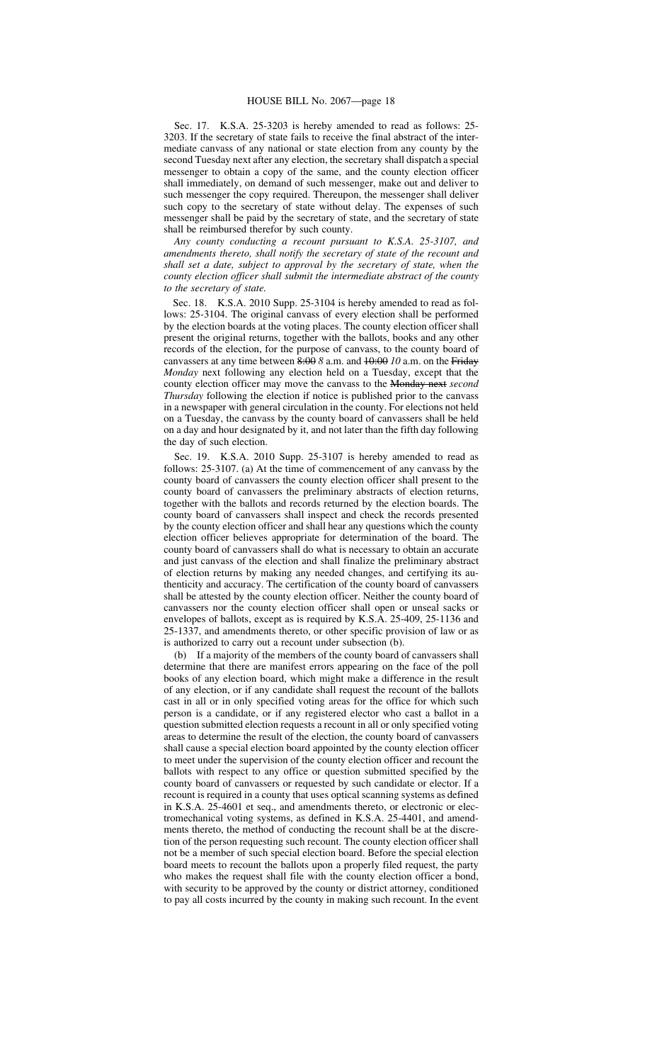Sec. 17. K.S.A. 25-3203 is hereby amended to read as follows: 25-3203. If the secretary of state fails to receive the final abstract of the intermediate canvass of any national or state election from any county by the second Tuesday next after any election, the secretary shall dispatch a special messenger to obtain a copy of the same, and the county election officer shall immediately, on demand of such messenger, make out and deliver to such messenger the copy required. Thereupon, the messenger shall deliver such copy to the secretary of state without delay. The expenses of such messenger shall be paid by the secretary of state, and the secretary of state shall be reimbursed therefor by such county.

*Any county conducting a recount pursuant to K.S.A. 25-3107, and amendments thereto, shall notify the secretary of state of the recount and shall set a date, subject to approval by the secretary of state, when the county election officer shall submit the intermediate abstract of the county to the secretary of state.*

Sec. 18. K.S.A. 2010 Supp. 25-3104 is hereby amended to read as follows: 25-3104. The original canvass of every election shall be performed by the election boards at the voting places. The county election officer shall present the original returns, together with the ballots, books and any other records of the election, for the purpose of canvass, to the county board of canvassers at any time between ~~8:00~~ *8* a.m. and ~~10:00~~ *10* a.m. on the ~~Friday~~ *Monday* next following any election held on a Tuesday, except that the county election officer may move the canvass to the ~~Monday next~~ *second Thursday* following the election if notice is published prior to the canvass in a newspaper with general circulation in the county. For elections not held on a Tuesday, the canvass by the county board of canvassers shall be held on a day and hour designated by it, and not later than the fifth day following the day of such election.

Sec. 19. K.S.A. 2010 Supp. 25-3107 is hereby amended to read as follows: 25-3107. (a) At the time of commencement of any canvass by the county board of canvassers the county election officer shall present to the county board of canvassers the preliminary abstracts of election returns, together with the ballots and records returned by the election boards. The county board of canvassers shall inspect and check the records presented by the county election officer and shall hear any questions which the county election officer believes appropriate for determination of the board. The county board of canvassers shall do what is necessary to obtain an accurate and just canvass of the election and shall finalize the preliminary abstract of election returns by making any needed changes, and certifying its authenticity and accuracy. The certification of the county board of canvassers shall be attested by the county election officer. Neither the county board of canvassers nor the county election officer shall open or unseal sacks or envelopes of ballots, except as is required by K.S.A. 25-409, 25-1136 and 25-1337, and amendments thereto, or other specific provision of law or as is authorized to carry out a recount under subsection (b).

(b) If a majority of the members of the county board of canvassers shall determine that there are manifest errors appearing on the face of the poll books of any election board, which might make a difference in the result of any election, or if any candidate shall request the recount of the ballots cast in all or in only specified voting areas for the office for which such person is a candidate, or if any registered elector who cast a ballot in a question submitted election requests a recount in all or only specified voting areas to determine the result of the election, the county board of canvassers shall cause a special election board appointed by the county election officer to meet under the supervision of the county election officer and recount the ballots with respect to any office or question submitted specified by the county board of canvassers or requested by such candidate or elector. If a recount is required in a county that uses optical scanning systems as defined in K.S.A. 25-4601 et seq., and amendments thereto, or electronic or electromechanical voting systems, as defined in K.S.A. 25-4401, and amendments thereto, the method of conducting the recount shall be at the discretion of the person requesting such recount. The county election officer shall not be a member of such special election board. Before the special election board meets to recount the ballots upon a properly filed request, the party who makes the request shall file with the county election officer a bond, with security to be approved by the county or district attorney, conditioned to pay all costs incurred by the county in making such recount. In the event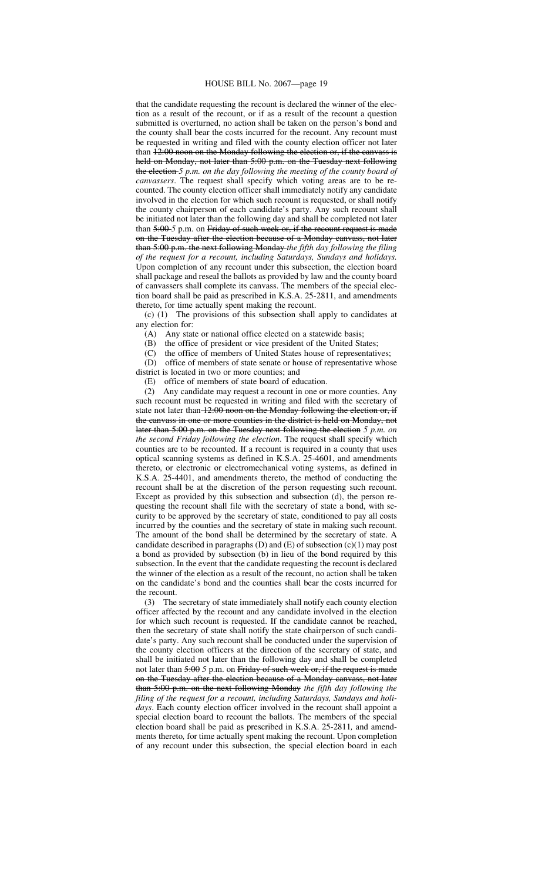that the candidate requesting the recount is declared the winner of the election as a result of the recount, or if as a result of the recount a question submitted is overturned, no action shall be taken on the person's bond and the county shall bear the costs incurred for the recount. Any recount must be requested in writing and filed with the county election officer not later than ~~12:00 noon on the Monday following the election or, if the canvass is held on Monday, not later than 5:00 p.m. on the Tuesday next following the election~~ *5 p.m. on the day following the meeting of the county board of canvassers*. The request shall specify which voting areas are to be recounted. The county election officer shall immediately notify any candidate involved in the election for which such recount is requested, or shall notify the county chairperson of each candidate's party. Any such recount shall be initiated not later than the following day and shall be completed not later than ~~5:00~~ *5* p.m. on ~~Friday of such week or, if the recount request is made on the Tuesday after the election because of a Monday canvass, not later than 5:00 p.m. the next following Monday~~ *the fifth day following the filing of the request for a recount, including Saturdays, Sundays and holidays.* Upon completion of any recount under this subsection, the election board shall package and reseal the ballots as provided by law and the county board of canvassers shall complete its canvass. The members of the special election board shall be paid as prescribed in K.S.A. 25-2811, and amendments thereto, for time actually spent making the recount.

(c) (1) The provisions of this subsection shall apply to candidates at any election for:

(A) Any state or national office elected on a statewide basis;

(B) the office of president or vice president of the United States;

(C) the office of members of United States house of representatives;

(D) office of members of state senate or house of representative whose district is located in two or more counties; and

(E) office of members of state board of education.

(2) Any candidate may request a recount in one or more counties. Any such recount must be requested in writing and filed with the secretary of state not later than ~~12:00 noon on the Monday following the election or, if the canvass in one or more counties in the district is held on Monday, not later than 5:00 p.m. on the Tuesday next following the election~~ *5 p.m. on the second Friday following the election*. The request shall specify which counties are to be recounted. If a recount is required in a county that uses optical scanning systems as defined in K.S.A. 25-4601, and amendments thereto, or electronic or electromechanical voting systems, as defined in K.S.A. 25-4401, and amendments thereto, the method of conducting the recount shall be at the discretion of the person requesting such recount. Except as provided by this subsection and subsection (d), the person requesting the recount shall file with the secretary of state a bond, with security to be approved by the secretary of state, conditioned to pay all costs incurred by the counties and the secretary of state in making such recount. The amount of the bond shall be determined by the secretary of state. A candidate described in paragraphs (D) and (E) of subsection (c)(1) may post a bond as provided by subsection (b) in lieu of the bond required by this subsection. In the event that the candidate requesting the recount is declared the winner of the election as a result of the recount, no action shall be taken on the candidate's bond and the counties shall bear the costs incurred for the recount.

(3) The secretary of state immediately shall notify each county election officer affected by the recount and any candidate involved in the election for which such recount is requested. If the candidate cannot be reached, then the secretary of state shall notify the state chairperson of such candidate's party. Any such recount shall be conducted under the supervision of the county election officers at the direction of the secretary of state, and shall be initiated not later than the following day and shall be completed not later than ~~5:00~~ *5* p.m. on ~~Friday of such week or, if the request is made on the Tuesday after the election because of a Monday canvass, not later than 5:00 p.m. on the next following Monday~~ *the fifth day following the filing of the request for a recount, including Saturdays, Sundays and holidays*. Each county election officer involved in the recount shall appoint a special election board to recount the ballots. The members of the special election board shall be paid as prescribed in K.S.A. 25-2811*,* and amendments thereto*,* for time actually spent making the recount. Upon completion of any recount under this subsection, the special election board in each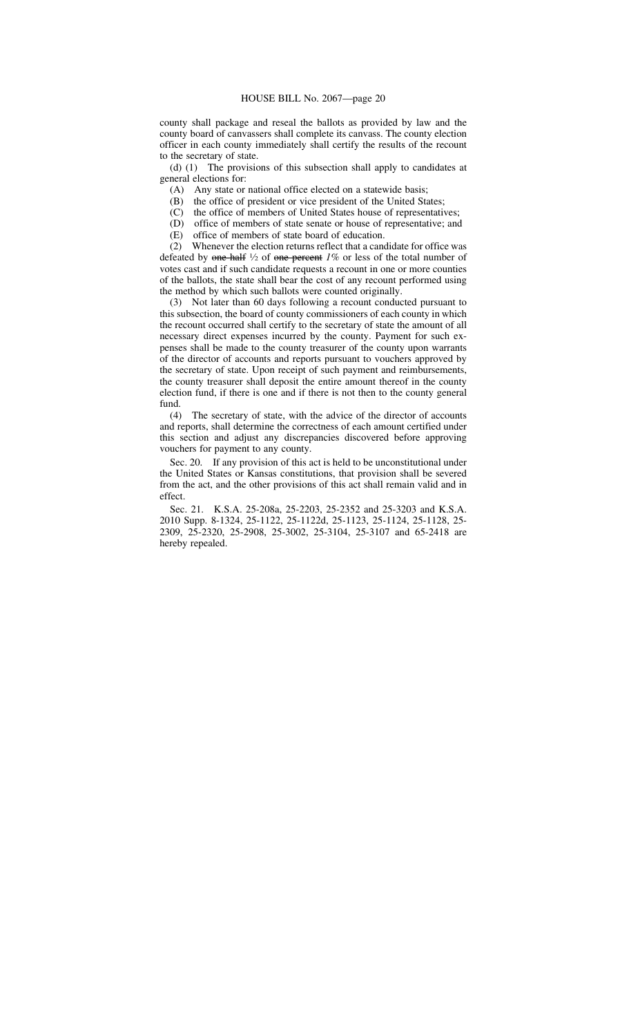county shall package and reseal the ballots as provided by law and the county board of canvassers shall complete its canvass. The county election officer in each county immediately shall certify the results of the recount to the secretary of state.

(d) (1) The provisions of this subsection shall apply to candidates at general elections for:

(A) Any state or national office elected on a statewide basis;

(B) the office of president or vice president of the United States;

(C) the office of members of United States house of representatives;

(D) office of members of state senate or house of representative; and

(E) office of members of state board of education.

(2) Whenever the election returns reflect that a candidate for office was defeated by ~~one-half~~ ½ of ~~one percent~~ *1%* or less of the total number of votes cast and if such candidate requests a recount in one or more counties of the ballots, the state shall bear the cost of any recount performed using the method by which such ballots were counted originally.

(3) Not later than 60 days following a recount conducted pursuant to this subsection, the board of county commissioners of each county in which the recount occurred shall certify to the secretary of state the amount of all necessary direct expenses incurred by the county. Payment for such expenses shall be made to the county treasurer of the county upon warrants of the director of accounts and reports pursuant to vouchers approved by the secretary of state. Upon receipt of such payment and reimbursements, the county treasurer shall deposit the entire amount thereof in the county election fund, if there is one and if there is not then to the county general fund.

(4) The secretary of state, with the advice of the director of accounts and reports, shall determine the correctness of each amount certified under this section and adjust any discrepancies discovered before approving vouchers for payment to any county.

Sec. 20. If any provision of this act is held to be unconstitutional under the United States or Kansas constitutions, that provision shall be severed from the act, and the other provisions of this act shall remain valid and in effect.

Sec. 21. K.S.A. 25-208a, 25-2203, 25-2352 and 25-3203 and K.S.A. 2010 Supp. 8-1324, 25-1122, 25-1122d, 25-1123, 25-1124, 25-1128, 25-2309, 25-2320, 25-2908, 25-3002, 25-3104, 25-3107 and 65-2418 are hereby repealed.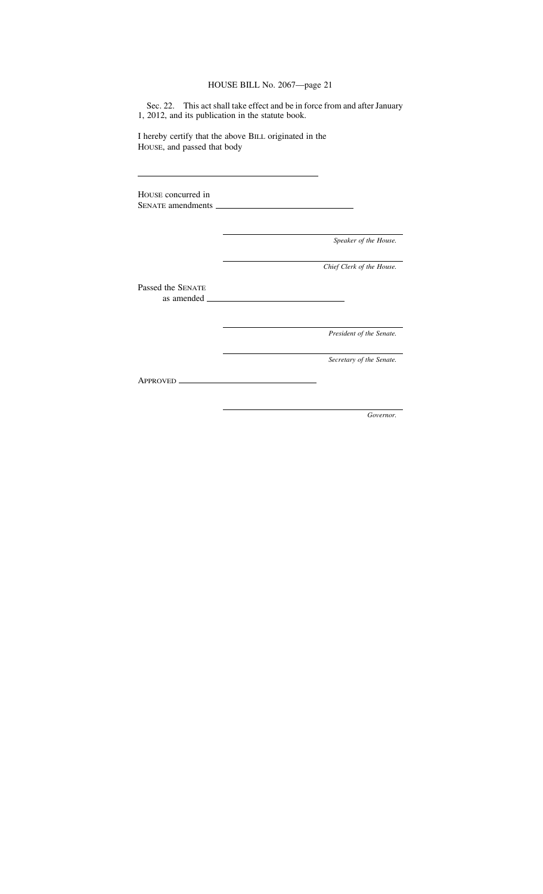Sec. 22. This act shall take effect and be in force from and after January 1, 2012, and its publication in the statute book.

I hereby certify that the above BILL originated in the HOUSE, and passed that body

\_\_\_\_\_\_\_\_\_\_\_\_\_\_\_\_\_\_\_\_\_\_\_\_\_\_\_\_\_\_\_\_\_\_\_\_

HOUSE concurred in
SENATE amendments \_\_\_\_\_\_\_\_\_\_\_\_\_\_\_\_\_\_\_\_\_\_\_\_\_\_\_\_\_\_

\_\_\_\_\_\_\_\_\_\_\_\_\_\_\_\_\_\_\_\_\_\_\_\_\_\_\_\_\_\_\_\_\_\_\_\_
*Speaker of the House.*

\_\_\_\_\_\_\_\_\_\_\_\_\_\_\_\_\_\_\_\_\_\_\_\_\_\_\_\_\_\_\_\_\_\_\_\_
*Chief Clerk of the House.*

Passed the SENATE
as amended \_\_\_\_\_\_\_\_\_\_\_\_\_\_\_\_\_\_\_\_\_\_\_\_\_\_\_\_\_\_

\_\_\_\_\_\_\_\_\_\_\_\_\_\_\_\_\_\_\_\_\_\_\_\_\_\_\_\_\_\_\_\_\_\_\_\_
*President of the Senate.*

\_\_\_\_\_\_\_\_\_\_\_\_\_\_\_\_\_\_\_\_\_\_\_\_\_\_\_\_\_\_\_\_\_\_\_\_
*Secretary of the Senate.*

APPROVED \_\_\_\_\_\_\_\_\_\_\_\_\_\_\_\_\_\_\_\_\_\_\_\_\_\_\_\_\_\_

\_\_\_\_\_\_\_\_\_\_\_\_\_\_\_\_\_\_\_\_\_\_\_\_\_\_\_\_\_\_\_\_\_\_\_\_
*Governor.*